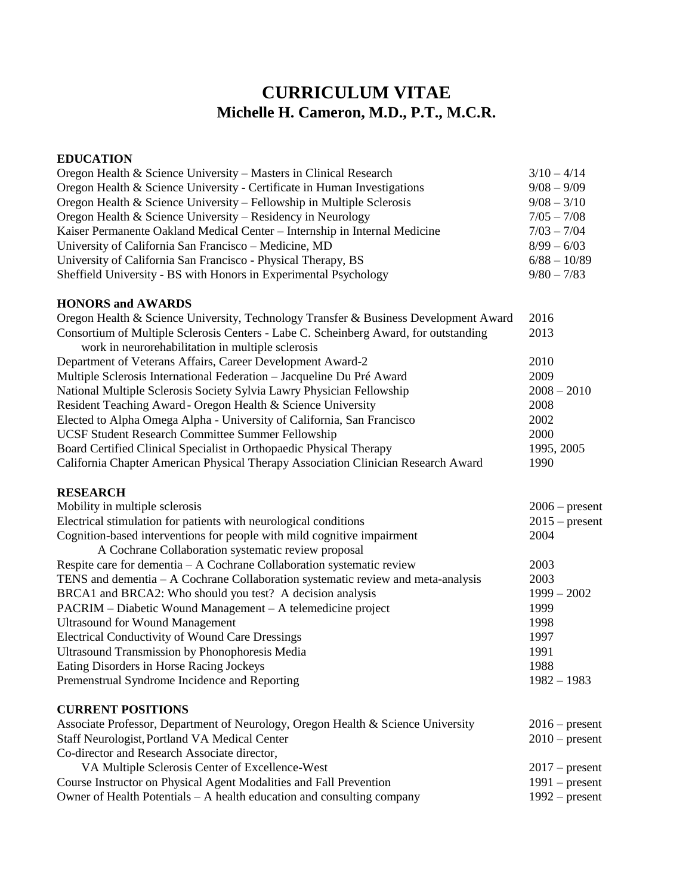# CURRICULUM VITAE

## Michelle H. Cameron, M.D., P.T., M.C.R.

### EDUCATION

| | |
|---|---|
| Oregon Health & Science University – Masters in Clinical Research | 3/10 – 4/14 |
| Oregon Health & Science University - Certificate in Human Investigations | 9/08 – 9/09 |
| Oregon Health & Science University – Fellowship in Multiple Sclerosis | 9/08 – 3/10 |
| Oregon Health & Science University – Residency in Neurology | 7/05 – 7/08 |
| Kaiser Permanente Oakland Medical Center – Internship in Internal Medicine | 7/03 – 7/04 |
| University of California San Francisco – Medicine, MD | 8/99 – 6/03 |
| University of California San Francisco - Physical Therapy, BS | 6/88 – 10/89 |
| Sheffield University - BS with Honors in Experimental Psychology | 9/80 – 7/83 |

### HONORS and AWARDS

| | |
|---|---|
| Oregon Health & Science University, Technology Transfer & Business Development Award | 2016 |
| Consortium of Multiple Sclerosis Centers - Labe C. Scheinberg Award, for outstanding work in neurorehabilitation in multiple sclerosis | 2013 |
| Department of Veterans Affairs, Career Development Award-2 | 2010 |
| Multiple Sclerosis International Federation – Jacqueline Du Pré Award | 2009 |
| National Multiple Sclerosis Society Sylvia Lawry Physician Fellowship | 2008 – 2010 |
| Resident Teaching Award - Oregon Health & Science University | 2008 |
| Elected to Alpha Omega Alpha - University of California, San Francisco | 2002 |
| UCSF Student Research Committee Summer Fellowship | 2000 |
| Board Certified Clinical Specialist in Orthopaedic Physical Therapy | 1995, 2005 |
| California Chapter American Physical Therapy Association Clinician Research Award | 1990 |

### RESEARCH

| | |
|---|---|
| Mobility in multiple sclerosis | 2006 – present |
| Electrical stimulation for patients with neurological conditions | 2015 – present |
| Cognition-based interventions for people with mild cognitive impairment<br>A Cochrane Collaboration systematic review proposal | 2004 |
| Respite care for dementia – A Cochrane Collaboration systematic review | 2003 |
| TENS and dementia – A Cochrane Collaboration systematic review and meta-analysis | 2003 |
| BRCA1 and BRCA2: Who should you test? A decision analysis | 1999 – 2002 |
| PACRIM – Diabetic Wound Management – A telemedicine project | 1999 |
| Ultrasound for Wound Management | 1998 |
| Electrical Conductivity of Wound Care Dressings | 1997 |
| Ultrasound Transmission by Phonophoresis Media | 1991 |
| Eating Disorders in Horse Racing Jockeys | 1988 |
| Premenstrual Syndrome Incidence and Reporting | 1982 – 1983 |

### CURRENT POSITIONS

| | |
|---|---|
| Associate Professor, Department of Neurology, Oregon Health & Science University | 2016 – present |
| Staff Neurologist, Portland VA Medical Center | 2010 – present |
| Co-director and Research Associate director,<br>VA Multiple Sclerosis Center of Excellence-West | 2017 – present |
| Course Instructor on Physical Agent Modalities and Fall Prevention | 1991 – present |
| Owner of Health Potentials – A health education and consulting company | 1992 – present |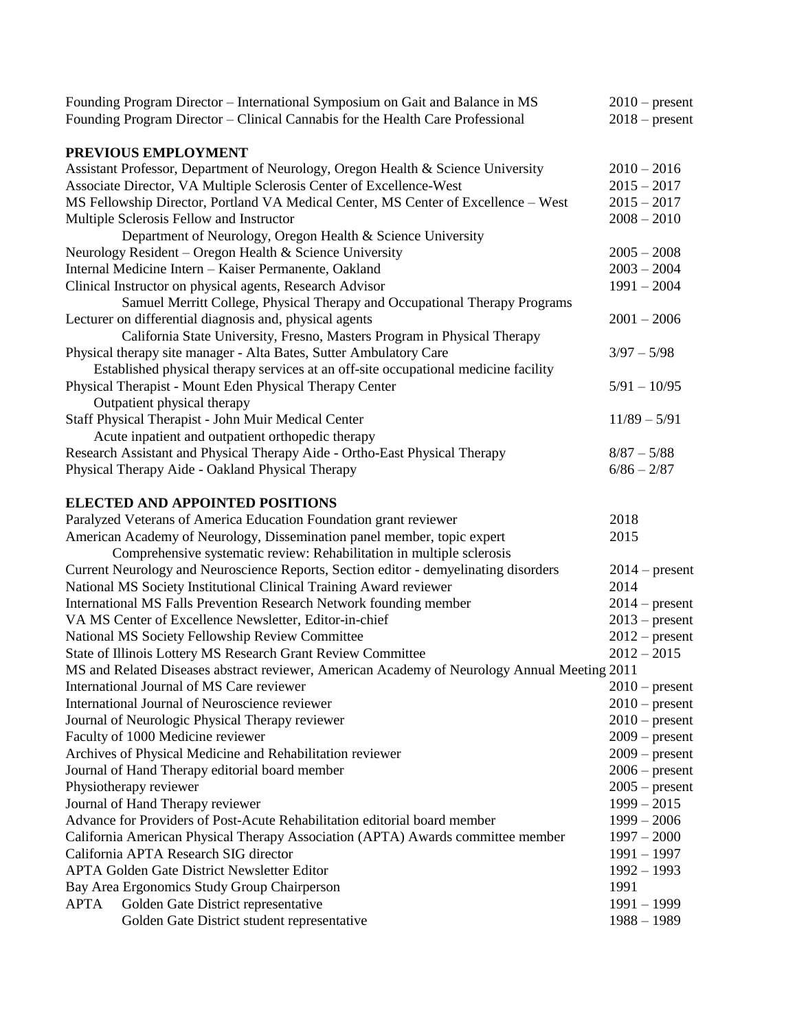Founding Program Director – International Symposium on Gait and Balance in MS 2010 – present
Founding Program Director – Clinical Cannabis for the Health Care Professional 2018 – present

## PREVIOUS EMPLOYMENT

Assistant Professor, Department of Neurology, Oregon Health & Science University 2010 – 2016
Associate Director, VA Multiple Sclerosis Center of Excellence-West 2015 – 2017
MS Fellowship Director, Portland VA Medical Center, MS Center of Excellence – West 2015 – 2017
Multiple Sclerosis Fellow and Instructor 2008 – 2010
Department of Neurology, Oregon Health & Science University
Neurology Resident – Oregon Health & Science University 2005 – 2008
Internal Medicine Intern – Kaiser Permanente, Oakland 2003 – 2004
Clinical Instructor on physical agents, Research Advisor 1991 – 2004
Samuel Merritt College, Physical Therapy and Occupational Therapy Programs
Lecturer on differential diagnosis and, physical agents 2001 – 2006
California State University, Fresno, Masters Program in Physical Therapy
Physical therapy site manager - Alta Bates, Sutter Ambulatory Care 3/97 – 5/98
Established physical therapy services at an off-site occupational medicine facility
Physical Therapist - Mount Eden Physical Therapy Center 5/91 – 10/95
Outpatient physical therapy
Staff Physical Therapist - John Muir Medical Center 11/89 – 5/91
Acute inpatient and outpatient orthopedic therapy
Research Assistant and Physical Therapy Aide - Ortho-East Physical Therapy 8/87 – 5/88
Physical Therapy Aide - Oakland Physical Therapy 6/86 – 2/87

## ELECTED AND APPOINTED POSITIONS

Paralyzed Veterans of America Education Foundation grant reviewer 2018
American Academy of Neurology, Dissemination panel member, topic expert 2015
Comprehensive systematic review: Rehabilitation in multiple sclerosis
Current Neurology and Neuroscience Reports, Section editor - demyelinating disorders 2014 – present
National MS Society Institutional Clinical Training Award reviewer 2014
International MS Falls Prevention Research Network founding member 2014 – present
VA MS Center of Excellence Newsletter, Editor-in-chief 2013 – present
National MS Society Fellowship Review Committee 2012 – present
State of Illinois Lottery MS Research Grant Review Committee 2012 – 2015
MS and Related Diseases abstract reviewer, American Academy of Neurology Annual Meeting 2011
International Journal of MS Care reviewer 2010 – present
International Journal of Neuroscience reviewer 2010 – present
Journal of Neurologic Physical Therapy reviewer 2010 – present
Faculty of 1000 Medicine reviewer 2009 – present
Archives of Physical Medicine and Rehabilitation reviewer 2009 – present
Journal of Hand Therapy editorial board member 2006 – present
Physiotherapy reviewer 2005 – present
Journal of Hand Therapy reviewer 1999 – 2015
Advance for Providers of Post-Acute Rehabilitation editorial board member 1999 – 2006
California American Physical Therapy Association (APTA) Awards committee member 1997 – 2000
California APTA Research SIG director 1991 – 1997
APTA Golden Gate District Newsletter Editor 1992 – 1993
Bay Area Ergonomics Study Group Chairperson 1991
APTA Golden Gate District representative 1991 – 1999
Golden Gate District student representative 1988 – 1989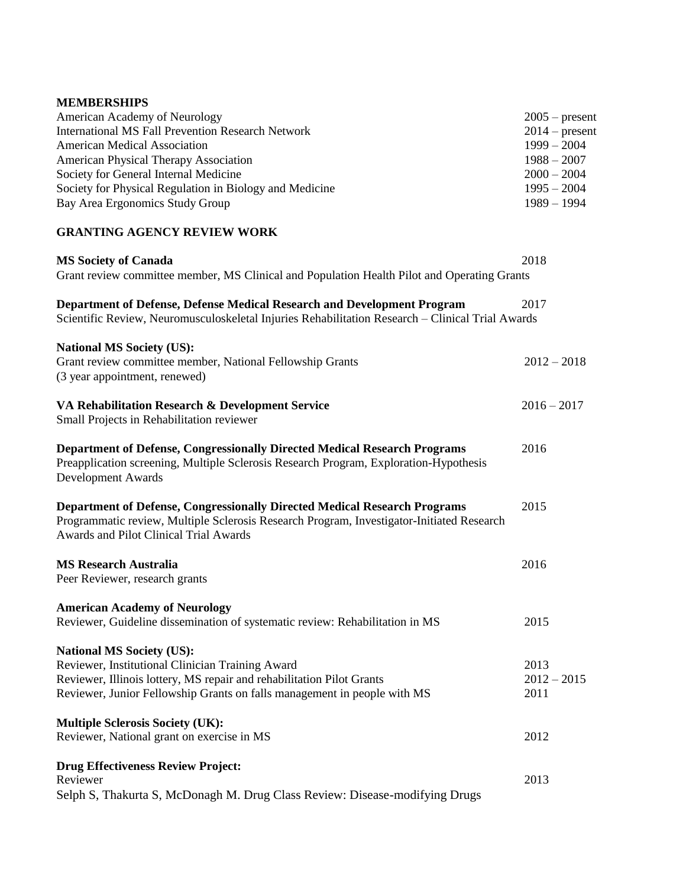## MEMBERSHIPS

| | |
|---|---|
| American Academy of Neurology | 2005 – present |
| International MS Fall Prevention Research Network | 2014 – present |
| American Medical Association | 1999 – 2004 |
| American Physical Therapy Association | 1988 – 2007 |
| Society for General Internal Medicine | 2000 – 2004 |
| Society for Physical Regulation in Biology and Medicine | 1995 – 2004 |
| Bay Area Ergonomics Study Group | 1989 – 1994 |

## GRANTING AGENCY REVIEW WORK

**MS Society of Canada** 2018
Grant review committee member, MS Clinical and Population Health Pilot and Operating Grants

**Department of Defense, Defense Medical Research and Development Program** 2017
Scientific Review, Neuromusculoskeletal Injuries Rehabilitation Research – Clinical Trial Awards

**National MS Society (US):**
Grant review committee member, National Fellowship Grants 2012 – 2018
(3 year appointment, renewed)

**VA Rehabilitation Research & Development Service** 2016 – 2017
Small Projects in Rehabilitation reviewer

**Department of Defense, Congressionally Directed Medical Research Programs** 2016
Preapplication screening, Multiple Sclerosis Research Program, Exploration-Hypothesis Development Awards

**Department of Defense, Congressionally Directed Medical Research Programs** 2015
Programmatic review, Multiple Sclerosis Research Program, Investigator-Initiated Research Awards and Pilot Clinical Trial Awards

**MS Research Australia** 2016
Peer Reviewer, research grants

**American Academy of Neurology**
Reviewer, Guideline dissemination of systematic review: Rehabilitation in MS 2015

**National MS Society (US):**
Reviewer, Institutional Clinician Training Award 2013
Reviewer, Illinois lottery, MS repair and rehabilitation Pilot Grants 2012 – 2015
Reviewer, Junior Fellowship Grants on falls management in people with MS 2011

**Multiple Sclerosis Society (UK):**
Reviewer, National grant on exercise in MS 2012

**Drug Effectiveness Review Project:**
Reviewer 2013
Selph S, Thakurta S, McDonagh M. Drug Class Review: Disease-modifying Drugs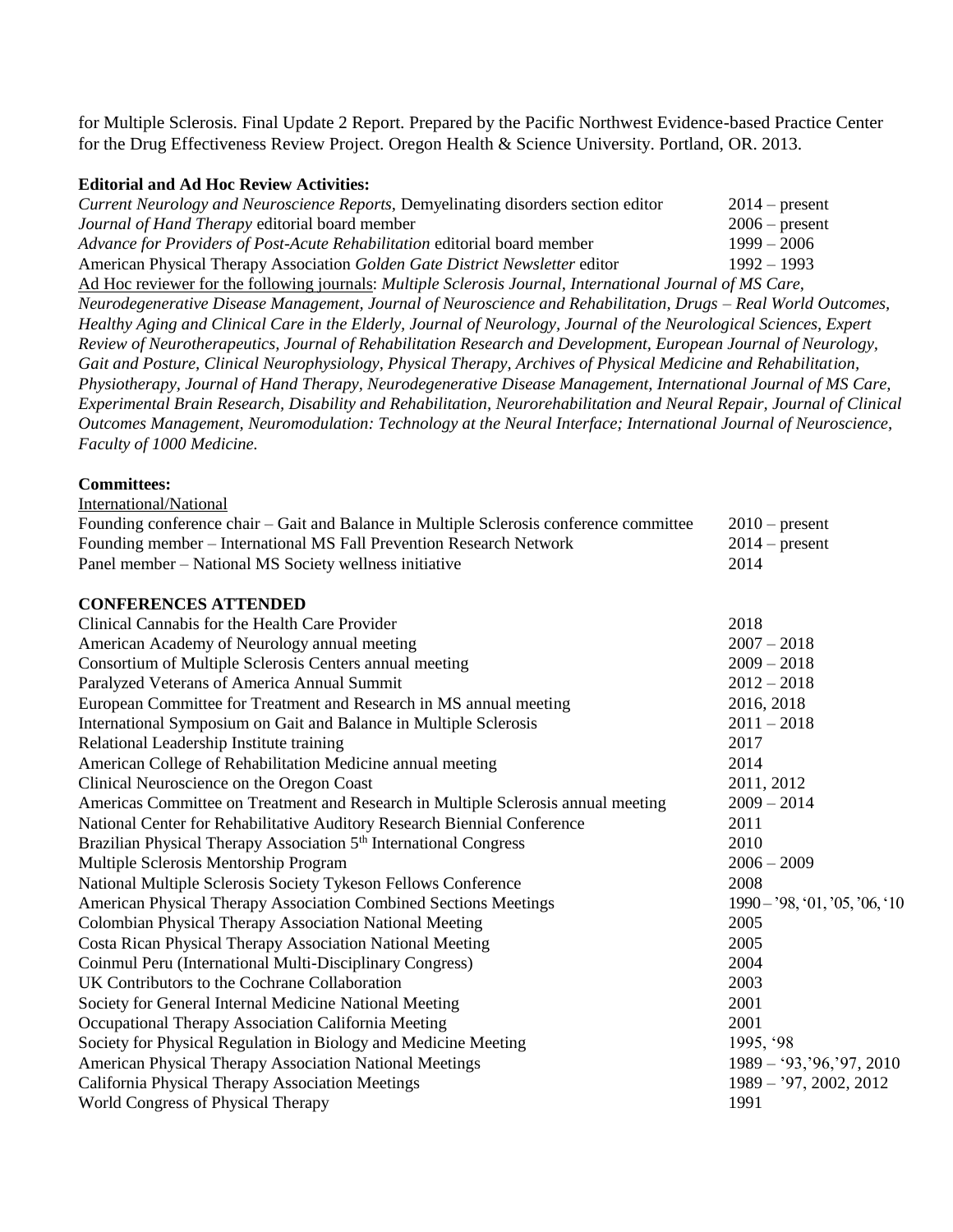for Multiple Sclerosis. Final Update 2 Report. Prepared by the Pacific Northwest Evidence-based Practice Center for the Drug Effectiveness Review Project. Oregon Health & Science University. Portland, OR. 2013.

**Editorial and Ad Hoc Review Activities:**

| | |
|---|---|
| *Current Neurology and Neuroscience Reports,* Demyelinating disorders section editor | 2014 – present |
| *Journal of Hand Therapy* editorial board member | 2006 – present |
| *Advance for Providers of Post-Acute Rehabilitation* editorial board member | 1999 – 2006 |
| American Physical Therapy Association *Golden Gate District Newsletter* editor | 1992 – 1993 |

Ad Hoc reviewer for the following journals: *Multiple Sclerosis Journal, International Journal of MS Care, Neurodegenerative Disease Management, Journal of Neuroscience and Rehabilitation, Drugs – Real World Outcomes, Healthy Aging and Clinical Care in the Elderly, Journal of Neurology, Journal of the Neurological Sciences, Expert Review of Neurotherapeutics, Journal of Rehabilitation Research and Development, European Journal of Neurology, Gait and Posture, Clinical Neurophysiology, Physical Therapy, Archives of Physical Medicine and Rehabilitation, Physiotherapy, Journal of Hand Therapy, Neurodegenerative Disease Management, International Journal of MS Care, Experimental Brain Research, Disability and Rehabilitation, Neurorehabilitation and Neural Repair, Journal of Clinical Outcomes Management, Neuromodulation: Technology at the Neural Interface; International Journal of Neuroscience, Faculty of 1000 Medicine.*

**Committees:**

International/National

| | |
|---|---|
| Founding conference chair – Gait and Balance in Multiple Sclerosis conference committee | 2010 – present |
| Founding member – International MS Fall Prevention Research Network | 2014 – present |
| Panel member – National MS Society wellness initiative | 2014 |

**CONFERENCES ATTENDED**

| | |
|---|---|
| Clinical Cannabis for the Health Care Provider | 2018 |
| American Academy of Neurology annual meeting | 2007 – 2018 |
| Consortium of Multiple Sclerosis Centers annual meeting | 2009 – 2018 |
| Paralyzed Veterans of America Annual Summit | 2012 – 2018 |
| European Committee for Treatment and Research in MS annual meeting | 2016, 2018 |
| International Symposium on Gait and Balance in Multiple Sclerosis | 2011 – 2018 |
| Relational Leadership Institute training | 2017 |
| American College of Rehabilitation Medicine annual meeting | 2014 |
| Clinical Neuroscience on the Oregon Coast | 2011, 2012 |
| Americas Committee on Treatment and Research in Multiple Sclerosis annual meeting | 2009 – 2014 |
| National Center for Rehabilitative Auditory Research Biennial Conference | 2011 |
| Brazilian Physical Therapy Association 5th International Congress | 2010 |
| Multiple Sclerosis Mentorship Program | 2006 – 2009 |
| National Multiple Sclerosis Society Tykeson Fellows Conference | 2008 |
| American Physical Therapy Association Combined Sections Meetings | 1990 – '98, '01, '05, '06, '10 |
| Colombian Physical Therapy Association National Meeting | 2005 |
| Costa Rican Physical Therapy Association National Meeting | 2005 |
| Coinmul Peru (International Multi-Disciplinary Congress) | 2004 |
| UK Contributors to the Cochrane Collaboration | 2003 |
| Society for General Internal Medicine National Meeting | 2001 |
| Occupational Therapy Association California Meeting | 2001 |
| Society for Physical Regulation in Biology and Medicine Meeting | 1995, '98 |
| American Physical Therapy Association National Meetings | 1989 – '93, '96, '97, 2010 |
| California Physical Therapy Association Meetings | 1989 – '97, 2002, 2012 |
| World Congress of Physical Therapy | 1991 |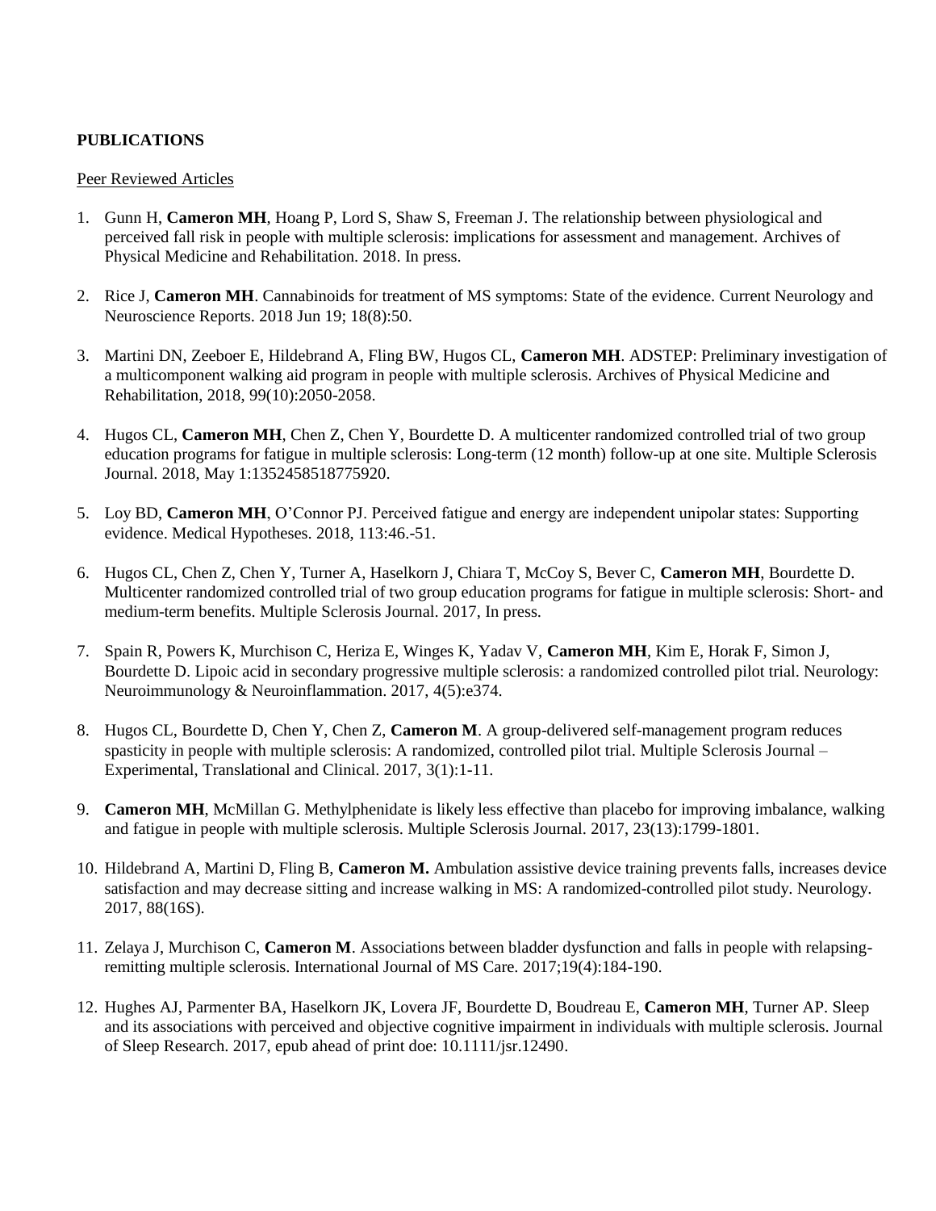**PUBLICATIONS**

Peer Reviewed Articles

1. Gunn H, **Cameron MH**, Hoang P, Lord S, Shaw S, Freeman J. The relationship between physiological and perceived fall risk in people with multiple sclerosis: implications for assessment and management. Archives of Physical Medicine and Rehabilitation. 2018. In press.

2. Rice J, **Cameron MH**. Cannabinoids for treatment of MS symptoms: State of the evidence. Current Neurology and Neuroscience Reports. 2018 Jun 19; 18(8):50.

3. Martini DN, Zeeboer E, Hildebrand A, Fling BW, Hugos CL, **Cameron MH**. ADSTEP: Preliminary investigation of a multicomponent walking aid program in people with multiple sclerosis. Archives of Physical Medicine and Rehabilitation, 2018, 99(10):2050-2058.

4. Hugos CL, **Cameron MH**, Chen Z, Chen Y, Bourdette D. A multicenter randomized controlled trial of two group education programs for fatigue in multiple sclerosis: Long-term (12 month) follow-up at one site. Multiple Sclerosis Journal. 2018, May 1:1352458518775920.

5. Loy BD, **Cameron MH**, O'Connor PJ. Perceived fatigue and energy are independent unipolar states: Supporting evidence. Medical Hypotheses. 2018, 113:46.-51.

6. Hugos CL, Chen Z, Chen Y, Turner A, Haselkorn J, Chiara T, McCoy S, Bever C, **Cameron MH**, Bourdette D. Multicenter randomized controlled trial of two group education programs for fatigue in multiple sclerosis: Short- and medium-term benefits. Multiple Sclerosis Journal. 2017, In press.

7. Spain R, Powers K, Murchison C, Heriza E, Winges K, Yadav V, **Cameron MH**, Kim E, Horak F, Simon J, Bourdette D. Lipoic acid in secondary progressive multiple sclerosis: a randomized controlled pilot trial. Neurology: Neuroimmunology & Neuroinflammation. 2017, 4(5):e374.

8. Hugos CL, Bourdette D, Chen Y, Chen Z, **Cameron M**. A group-delivered self-management program reduces spasticity in people with multiple sclerosis: A randomized, controlled pilot trial. Multiple Sclerosis Journal – Experimental, Translational and Clinical. 2017, 3(1):1-11.

9. **Cameron MH**, McMillan G. Methylphenidate is likely less effective than placebo for improving imbalance, walking and fatigue in people with multiple sclerosis. Multiple Sclerosis Journal. 2017, 23(13):1799-1801.

10. Hildebrand A, Martini D, Fling B, **Cameron M.** Ambulation assistive device training prevents falls, increases device satisfaction and may decrease sitting and increase walking in MS: A randomized-controlled pilot study. Neurology. 2017, 88(16S).

11. Zelaya J, Murchison C, **Cameron M**. Associations between bladder dysfunction and falls in people with relapsing-remitting multiple sclerosis. International Journal of MS Care. 2017;19(4):184-190.

12. Hughes AJ, Parmenter BA, Haselkorn JK, Lovera JF, Bourdette D, Boudreau E, **Cameron MH**, Turner AP. Sleep and its associations with perceived and objective cognitive impairment in individuals with multiple sclerosis. Journal of Sleep Research. 2017, epub ahead of print doe: 10.1111/jsr.12490.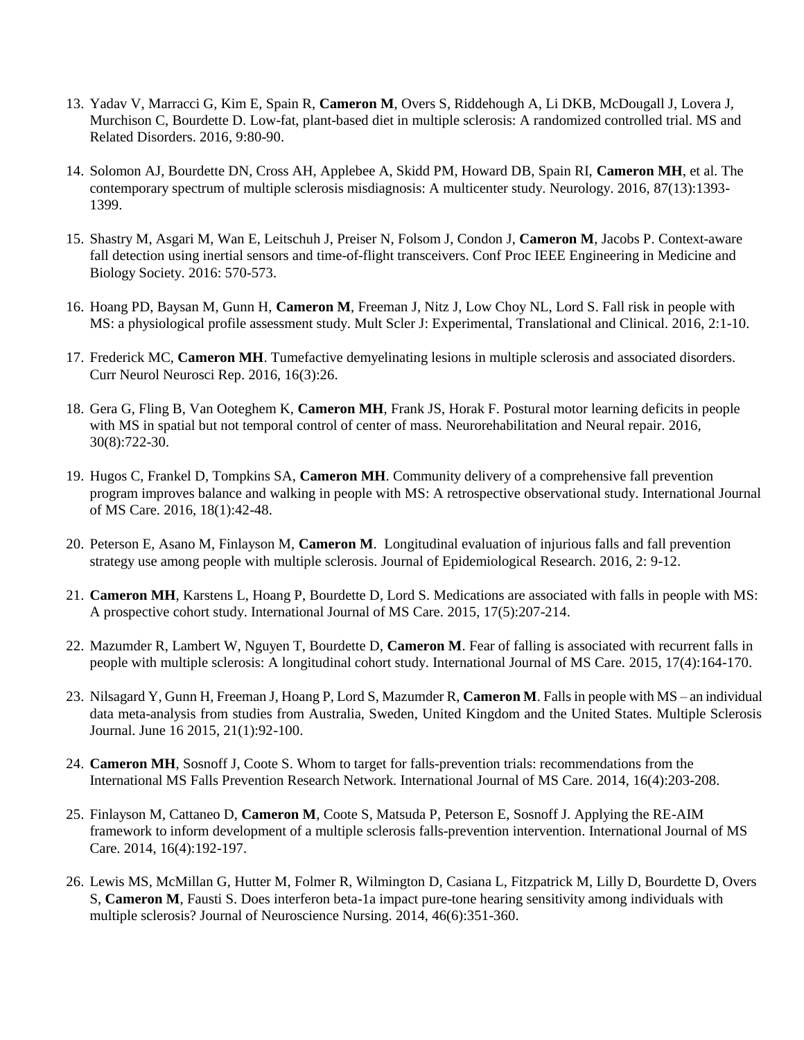13. Yadav V, Marracci G, Kim E, Spain R, **Cameron M**, Overs S, Riddehough A, Li DKB, McDougall J, Lovera J, Murchison C, Bourdette D. Low-fat, plant-based diet in multiple sclerosis: A randomized controlled trial. MS and Related Disorders. 2016, 9:80-90.

14. Solomon AJ, Bourdette DN, Cross AH, Applebee A, Skidd PM, Howard DB, Spain RI, **Cameron MH**, et al. The contemporary spectrum of multiple sclerosis misdiagnosis: A multicenter study. Neurology. 2016, 87(13):1393-1399.

15. Shastry M, Asgari M, Wan E, Leitschuh J, Preiser N, Folsom J, Condon J, **Cameron M**, Jacobs P. Context-aware fall detection using inertial sensors and time-of-flight transceivers. Conf Proc IEEE Engineering in Medicine and Biology Society. 2016: 570-573.

16. Hoang PD, Baysan M, Gunn H, **Cameron M**, Freeman J, Nitz J, Low Choy NL, Lord S. Fall risk in people with MS: a physiological profile assessment study. Mult Scler J: Experimental, Translational and Clinical. 2016, 2:1-10.

17. Frederick MC, **Cameron MH**. Tumefactive demyelinating lesions in multiple sclerosis and associated disorders. Curr Neurol Neurosci Rep. 2016, 16(3):26.

18. Gera G, Fling B, Van Ooteghem K, **Cameron MH**, Frank JS, Horak F. Postural motor learning deficits in people with MS in spatial but not temporal control of center of mass. Neurorehabilitation and Neural repair. 2016, 30(8):722-30.

19. Hugos C, Frankel D, Tompkins SA, **Cameron MH**. Community delivery of a comprehensive fall prevention program improves balance and walking in people with MS: A retrospective observational study. International Journal of MS Care. 2016, 18(1):42-48.

20. Peterson E, Asano M, Finlayson M, **Cameron M**. Longitudinal evaluation of injurious falls and fall prevention strategy use among people with multiple sclerosis. Journal of Epidemiological Research. 2016, 2: 9-12.

21. **Cameron MH**, Karstens L, Hoang P, Bourdette D, Lord S. Medications are associated with falls in people with MS: A prospective cohort study. International Journal of MS Care. 2015, 17(5):207-214.

22. Mazumder R, Lambert W, Nguyen T, Bourdette D, **Cameron M**. Fear of falling is associated with recurrent falls in people with multiple sclerosis: A longitudinal cohort study. International Journal of MS Care. 2015, 17(4):164-170.

23. Nilsagard Y, Gunn H, Freeman J, Hoang P, Lord S, Mazumder R, **Cameron M**. Falls in people with MS – an individual data meta-analysis from studies from Australia, Sweden, United Kingdom and the United States. Multiple Sclerosis Journal. June 16 2015, 21(1):92-100.

24. **Cameron MH**, Sosnoff J, Coote S. Whom to target for falls-prevention trials: recommendations from the International MS Falls Prevention Research Network. International Journal of MS Care. 2014, 16(4):203-208.

25. Finlayson M, Cattaneo D, **Cameron M**, Coote S, Matsuda P, Peterson E, Sosnoff J. Applying the RE-AIM framework to inform development of a multiple sclerosis falls-prevention intervention. International Journal of MS Care. 2014, 16(4):192-197.

26. Lewis MS, McMillan G, Hutter M, Folmer R, Wilmington D, Casiana L, Fitzpatrick M, Lilly D, Bourdette D, Overs S, **Cameron M**, Fausti S. Does interferon beta-1a impact pure-tone hearing sensitivity among individuals with multiple sclerosis? Journal of Neuroscience Nursing. 2014, 46(6):351-360.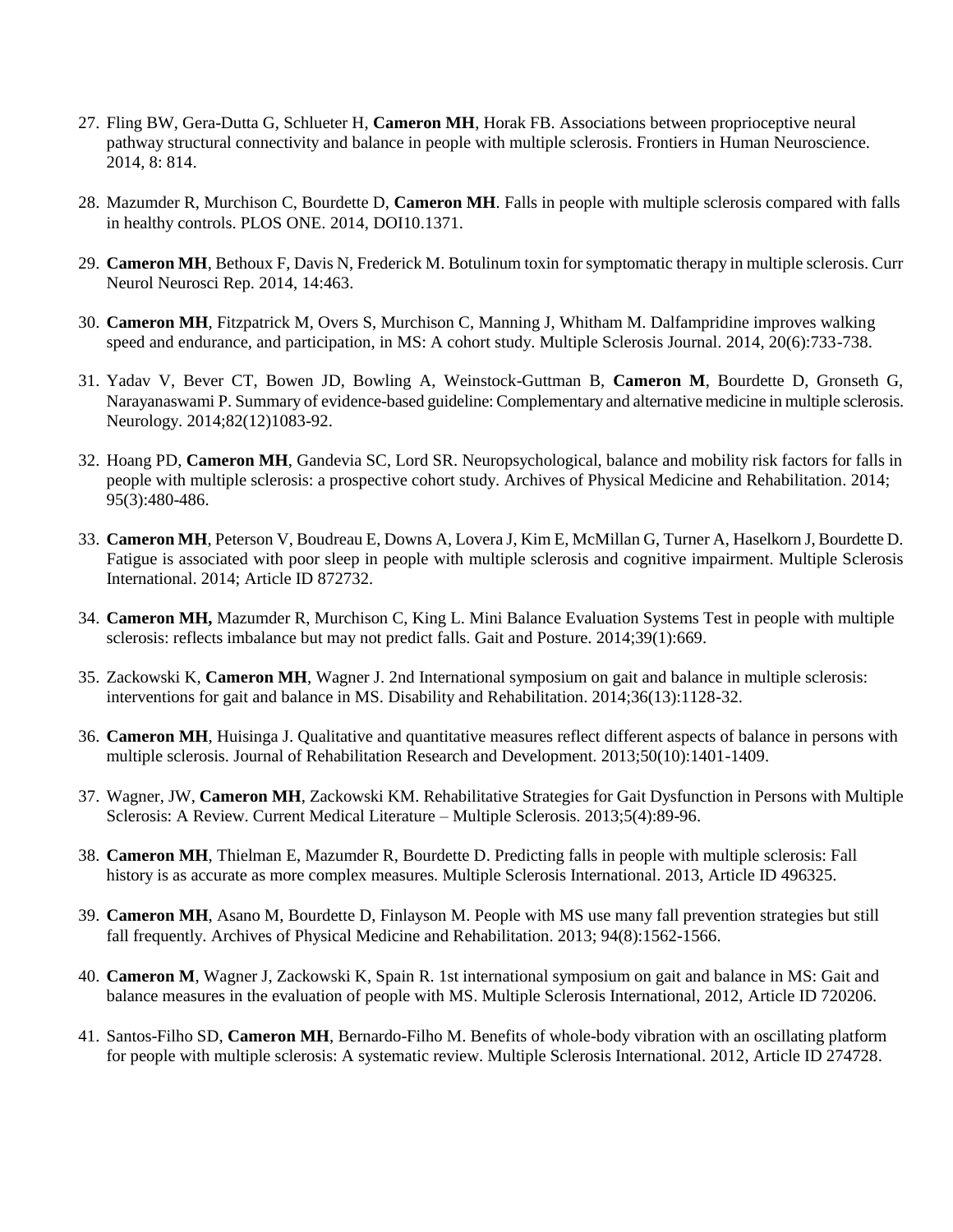27. Fling BW, Gera-Dutta G, Schlueter H, **Cameron MH**, Horak FB. Associations between proprioceptive neural pathway structural connectivity and balance in people with multiple sclerosis. Frontiers in Human Neuroscience. 2014, 8: 814.

28. Mazumder R, Murchison C, Bourdette D, **Cameron MH**. Falls in people with multiple sclerosis compared with falls in healthy controls. PLOS ONE. 2014, DOI10.1371.

29. **Cameron MH**, Bethoux F, Davis N, Frederick M. Botulinum toxin for symptomatic therapy in multiple sclerosis. Curr Neurol Neurosci Rep. 2014, 14:463.

30. **Cameron MH**, Fitzpatrick M, Overs S, Murchison C, Manning J, Whitham M. Dalfampridine improves walking speed and endurance, and participation, in MS: A cohort study. Multiple Sclerosis Journal. 2014, 20(6):733-738.

31. Yadav V, Bever CT, Bowen JD, Bowling A, Weinstock-Guttman B, **Cameron M**, Bourdette D, Gronseth G, Narayanaswami P. Summary of evidence-based guideline: Complementary and alternative medicine in multiple sclerosis. Neurology. 2014;82(12)1083-92.

32. Hoang PD, **Cameron MH**, Gandevia SC, Lord SR. Neuropsychological, balance and mobility risk factors for falls in people with multiple sclerosis: a prospective cohort study. Archives of Physical Medicine and Rehabilitation. 2014; 95(3):480-486.

33. **Cameron MH**, Peterson V, Boudreau E, Downs A, Lovera J, Kim E, McMillan G, Turner A, Haselkorn J, Bourdette D. Fatigue is associated with poor sleep in people with multiple sclerosis and cognitive impairment. Multiple Sclerosis International. 2014; Article ID 872732.

34. **Cameron MH,** Mazumder R, Murchison C, King L. Mini Balance Evaluation Systems Test in people with multiple sclerosis: reflects imbalance but may not predict falls. Gait and Posture. 2014;39(1):669.

35. Zackowski K, **Cameron MH**, Wagner J. 2nd International symposium on gait and balance in multiple sclerosis: interventions for gait and balance in MS. Disability and Rehabilitation. 2014;36(13):1128-32.

36. **Cameron MH**, Huisinga J. Qualitative and quantitative measures reflect different aspects of balance in persons with multiple sclerosis. Journal of Rehabilitation Research and Development. 2013;50(10):1401-1409.

37. Wagner, JW, **Cameron MH**, Zackowski KM. Rehabilitative Strategies for Gait Dysfunction in Persons with Multiple Sclerosis: A Review. Current Medical Literature – Multiple Sclerosis. 2013;5(4):89-96.

38. **Cameron MH**, Thielman E, Mazumder R, Bourdette D. Predicting falls in people with multiple sclerosis: Fall history is as accurate as more complex measures. Multiple Sclerosis International. 2013, Article ID 496325.

39. **Cameron MH**, Asano M, Bourdette D, Finlayson M. People with MS use many fall prevention strategies but still fall frequently. Archives of Physical Medicine and Rehabilitation. 2013; 94(8):1562-1566.

40. **Cameron M**, Wagner J, Zackowski K, Spain R. 1st international symposium on gait and balance in MS: Gait and balance measures in the evaluation of people with MS. Multiple Sclerosis International, 2012, Article ID 720206.

41. Santos-Filho SD, **Cameron MH**, Bernardo-Filho M. Benefits of whole-body vibration with an oscillating platform for people with multiple sclerosis: A systematic review. Multiple Sclerosis International. 2012, Article ID 274728.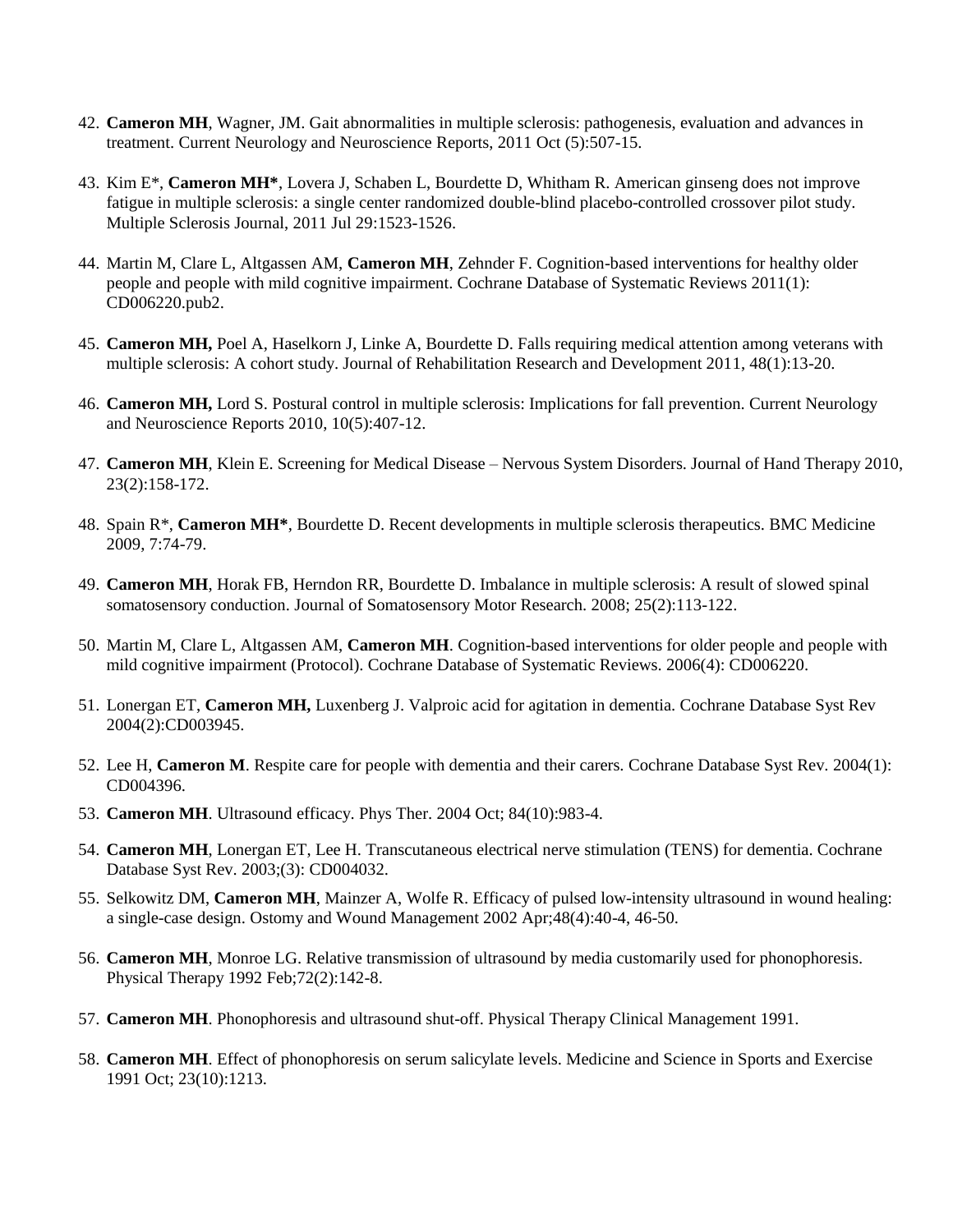42. **Cameron MH**, Wagner, JM. Gait abnormalities in multiple sclerosis: pathogenesis, evaluation and advances in treatment. Current Neurology and Neuroscience Reports, 2011 Oct (5):507-15.

43. Kim E*, **Cameron MH***, Lovera J, Schaben L, Bourdette D, Whitham R. American ginseng does not improve fatigue in multiple sclerosis: a single center randomized double-blind placebo-controlled crossover pilot study. Multiple Sclerosis Journal, 2011 Jul 29:1523-1526.

44. Martin M, Clare L, Altgassen AM, **Cameron MH**, Zehnder F. Cognition-based interventions for healthy older people and people with mild cognitive impairment. Cochrane Database of Systematic Reviews 2011(1): CD006220.pub2.

45. **Cameron MH,** Poel A, Haselkorn J, Linke A, Bourdette D. Falls requiring medical attention among veterans with multiple sclerosis: A cohort study. Journal of Rehabilitation Research and Development 2011, 48(1):13-20.

46. **Cameron MH,** Lord S. Postural control in multiple sclerosis: Implications for fall prevention. Current Neurology and Neuroscience Reports 2010, 10(5):407-12.

47. **Cameron MH**, Klein E. Screening for Medical Disease – Nervous System Disorders. Journal of Hand Therapy 2010, 23(2):158-172.

48. Spain R*, **Cameron MH***, Bourdette D. Recent developments in multiple sclerosis therapeutics. BMC Medicine 2009, 7:74-79.

49. **Cameron MH**, Horak FB, Herndon RR, Bourdette D. Imbalance in multiple sclerosis: A result of slowed spinal somatosensory conduction. Journal of Somatosensory Motor Research. 2008; 25(2):113-122.

50. Martin M, Clare L, Altgassen AM, **Cameron MH**. Cognition-based interventions for older people and people with mild cognitive impairment (Protocol). Cochrane Database of Systematic Reviews. 2006(4): CD006220.

51. Lonergan ET, **Cameron MH,** Luxenberg J. Valproic acid for agitation in dementia. Cochrane Database Syst Rev 2004(2):CD003945.

52. Lee H, **Cameron M**. Respite care for people with dementia and their carers. Cochrane Database Syst Rev. 2004(1): CD004396.

53. **Cameron MH**. Ultrasound efficacy. Phys Ther. 2004 Oct; 84(10):983-4.

54. **Cameron MH**, Lonergan ET, Lee H. Transcutaneous electrical nerve stimulation (TENS) for dementia. Cochrane Database Syst Rev. 2003;(3): CD004032.

55. Selkowitz DM, **Cameron MH**, Mainzer A, Wolfe R. Efficacy of pulsed low-intensity ultrasound in wound healing: a single-case design. Ostomy and Wound Management 2002 Apr;48(4):40-4, 46-50.

56. **Cameron MH**, Monroe LG. Relative transmission of ultrasound by media customarily used for phonophoresis. Physical Therapy 1992 Feb;72(2):142-8.

57. **Cameron MH**. Phonophoresis and ultrasound shut-off. Physical Therapy Clinical Management 1991.

58. **Cameron MH**. Effect of phonophoresis on serum salicylate levels. Medicine and Science in Sports and Exercise 1991 Oct; 23(10):1213.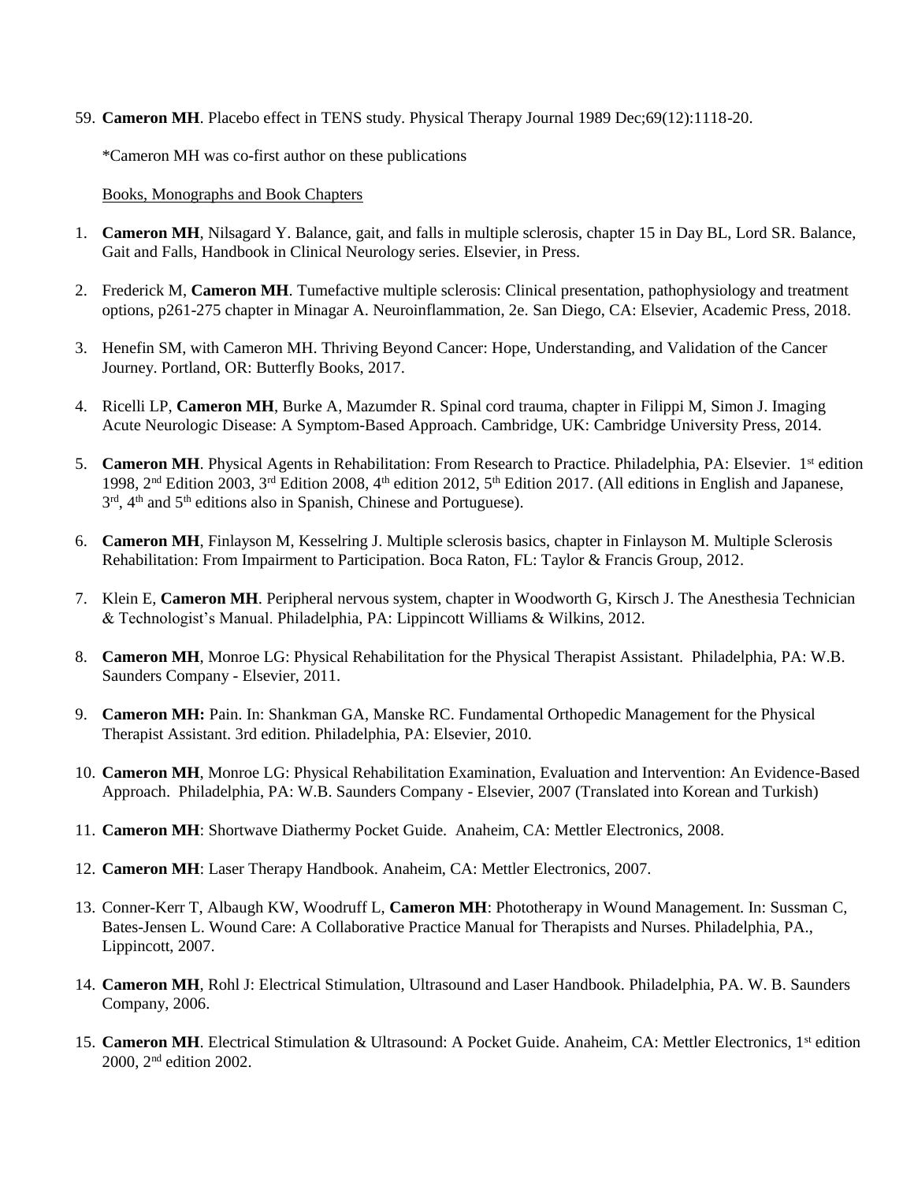59. **Cameron MH**. Placebo effect in TENS study. Physical Therapy Journal 1989 Dec;69(12):1118-20.

    *Cameron MH was co-first author on these publications

<u>Books, Monographs and Book Chapters</u>

1. **Cameron MH**, Nilsagard Y. Balance, gait, and falls in multiple sclerosis, chapter 15 in Day BL, Lord SR. Balance, Gait and Falls, Handbook in Clinical Neurology series. Elsevier, in Press.

2. Frederick M, **Cameron MH**. Tumefactive multiple sclerosis: Clinical presentation, pathophysiology and treatment options, p261-275 chapter in Minagar A. Neuroinflammation, 2e. San Diego, CA: Elsevier, Academic Press, 2018.

3. Henefin SM, with Cameron MH. Thriving Beyond Cancer: Hope, Understanding, and Validation of the Cancer Journey. Portland, OR: Butterfly Books, 2017.

4. Ricelli LP, **Cameron MH**, Burke A, Mazumder R. Spinal cord trauma, chapter in Filippi M, Simon J. Imaging Acute Neurologic Disease: A Symptom-Based Approach. Cambridge, UK: Cambridge University Press, 2014.

5. **Cameron MH**. Physical Agents in Rehabilitation: From Research to Practice. Philadelphia, PA: Elsevier. 1st edition 1998, 2nd Edition 2003, 3rd Edition 2008, 4th edition 2012, 5th Edition 2017. (All editions in English and Japanese, 3rd, 4th and 5th editions also in Spanish, Chinese and Portuguese).

6. **Cameron MH**, Finlayson M, Kesselring J. Multiple sclerosis basics, chapter in Finlayson M. Multiple Sclerosis Rehabilitation: From Impairment to Participation. Boca Raton, FL: Taylor & Francis Group, 2012.

7. Klein E, **Cameron MH**. Peripheral nervous system, chapter in Woodworth G, Kirsch J. The Anesthesia Technician & Technologist's Manual. Philadelphia, PA: Lippincott Williams & Wilkins, 2012.

8. **Cameron MH**, Monroe LG: Physical Rehabilitation for the Physical Therapist Assistant. Philadelphia, PA: W.B. Saunders Company - Elsevier, 2011.

9. **Cameron MH:** Pain. In: Shankman GA, Manske RC. Fundamental Orthopedic Management for the Physical Therapist Assistant. 3rd edition. Philadelphia, PA: Elsevier, 2010.

10. **Cameron MH**, Monroe LG: Physical Rehabilitation Examination, Evaluation and Intervention: An Evidence-Based Approach. Philadelphia, PA: W.B. Saunders Company - Elsevier, 2007 (Translated into Korean and Turkish)

11. **Cameron MH**: Shortwave Diathermy Pocket Guide. Anaheim, CA: Mettler Electronics, 2008.

12. **Cameron MH**: Laser Therapy Handbook. Anaheim, CA: Mettler Electronics, 2007.

13. Conner-Kerr T, Albaugh KW, Woodruff L, **Cameron MH**: Phototherapy in Wound Management. In: Sussman C, Bates-Jensen L. Wound Care: A Collaborative Practice Manual for Therapists and Nurses. Philadelphia, PA., Lippincott, 2007.

14. **Cameron MH**, Rohl J: Electrical Stimulation, Ultrasound and Laser Handbook. Philadelphia, PA. W. B. Saunders Company, 2006.

15. **Cameron MH**. Electrical Stimulation & Ultrasound: A Pocket Guide. Anaheim, CA: Mettler Electronics, 1st edition 2000, 2nd edition 2002.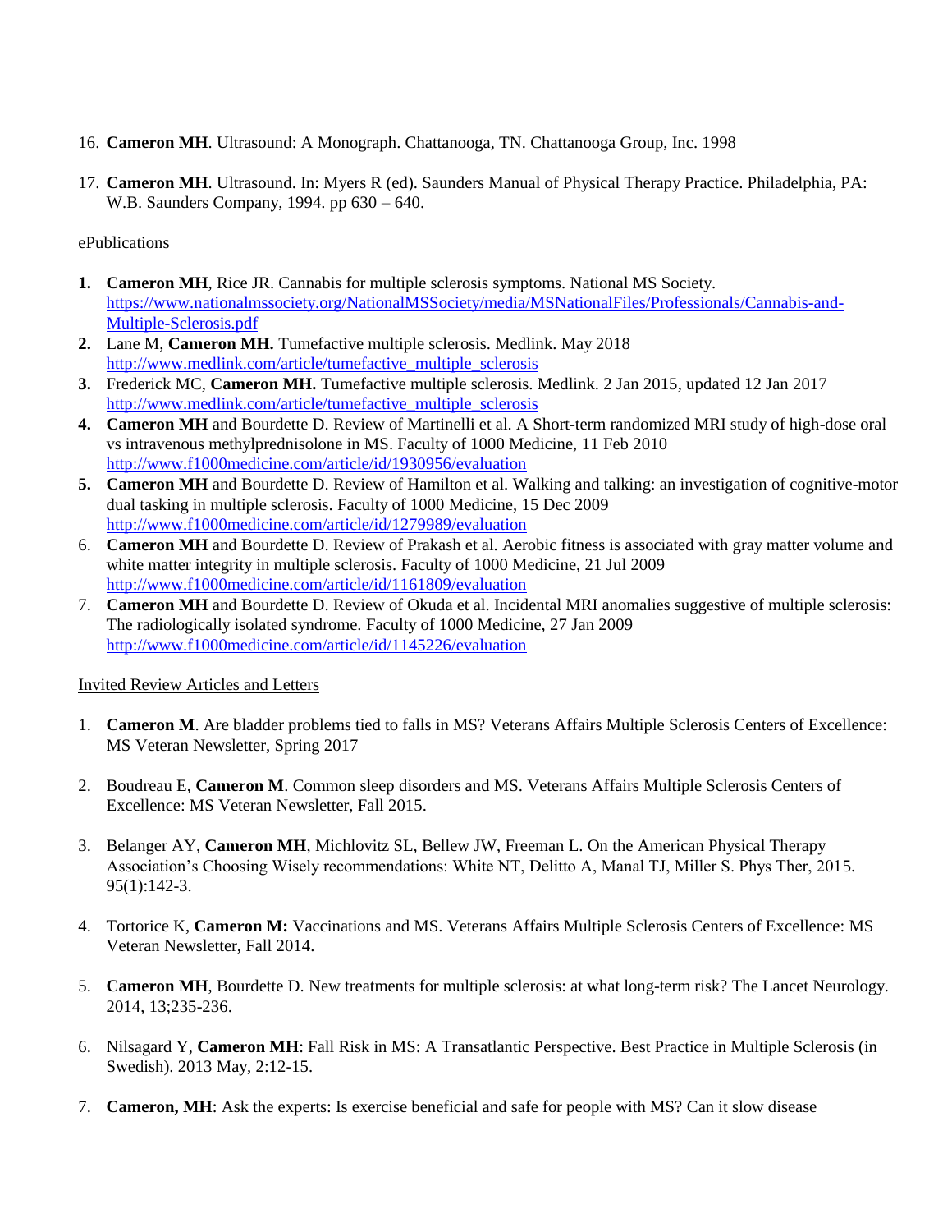16. **Cameron MH**. Ultrasound: A Monograph. Chattanooga, TN. Chattanooga Group, Inc. 1998

17. **Cameron MH**. Ultrasound. In: Myers R (ed). Saunders Manual of Physical Therapy Practice. Philadelphia, PA: W.B. Saunders Company, 1994. pp 630 – 640.

ePublications

1. **Cameron MH**, Rice JR. Cannabis for multiple sclerosis symptoms. National MS Society. https://www.nationalmssociety.org/NationalMSSociety/media/MSNationalFiles/Professionals/Cannabis-and-Multiple-Sclerosis.pdf
2. Lane M, **Cameron MH.** Tumefactive multiple sclerosis. Medlink. May 2018 http://www.medlink.com/article/tumefactive_multiple_sclerosis
3. Frederick MC, **Cameron MH.** Tumefactive multiple sclerosis. Medlink. 2 Jan 2015, updated 12 Jan 2017 http://www.medlink.com/article/tumefactive_multiple_sclerosis
4. **Cameron MH** and Bourdette D. Review of Martinelli et al. A Short-term randomized MRI study of high-dose oral vs intravenous methylprednisolone in MS. Faculty of 1000 Medicine, 11 Feb 2010 http://www.f1000medicine.com/article/id/1930956/evaluation
5. **Cameron MH** and Bourdette D. Review of Hamilton et al. Walking and talking: an investigation of cognitive-motor dual tasking in multiple sclerosis. Faculty of 1000 Medicine, 15 Dec 2009 http://www.f1000medicine.com/article/id/1279989/evaluation
6. **Cameron MH** and Bourdette D. Review of Prakash et al. Aerobic fitness is associated with gray matter volume and white matter integrity in multiple sclerosis. Faculty of 1000 Medicine, 21 Jul 2009 http://www.f1000medicine.com/article/id/1161809/evaluation
7. **Cameron MH** and Bourdette D. Review of Okuda et al. Incidental MRI anomalies suggestive of multiple sclerosis: The radiologically isolated syndrome. Faculty of 1000 Medicine, 27 Jan 2009 http://www.f1000medicine.com/article/id/1145226/evaluation

Invited Review Articles and Letters

1. **Cameron M**. Are bladder problems tied to falls in MS? Veterans Affairs Multiple Sclerosis Centers of Excellence: MS Veteran Newsletter, Spring 2017

2. Boudreau E, **Cameron M**. Common sleep disorders and MS. Veterans Affairs Multiple Sclerosis Centers of Excellence: MS Veteran Newsletter, Fall 2015.

3. Belanger AY, **Cameron MH**, Michlovitz SL, Bellew JW, Freeman L. On the American Physical Therapy Association's Choosing Wisely recommendations: White NT, Delitto A, Manal TJ, Miller S. Phys Ther, 2015. 95(1):142-3.

4. Tortorice K, **Cameron M:** Vaccinations and MS. Veterans Affairs Multiple Sclerosis Centers of Excellence: MS Veteran Newsletter, Fall 2014.

5. **Cameron MH**, Bourdette D. New treatments for multiple sclerosis: at what long-term risk? The Lancet Neurology. 2014, 13;235-236.

6. Nilsagard Y, **Cameron MH**: Fall Risk in MS: A Transatlantic Perspective. Best Practice in Multiple Sclerosis (in Swedish). 2013 May, 2:12-15.

7. **Cameron, MH**: Ask the experts: Is exercise beneficial and safe for people with MS? Can it slow disease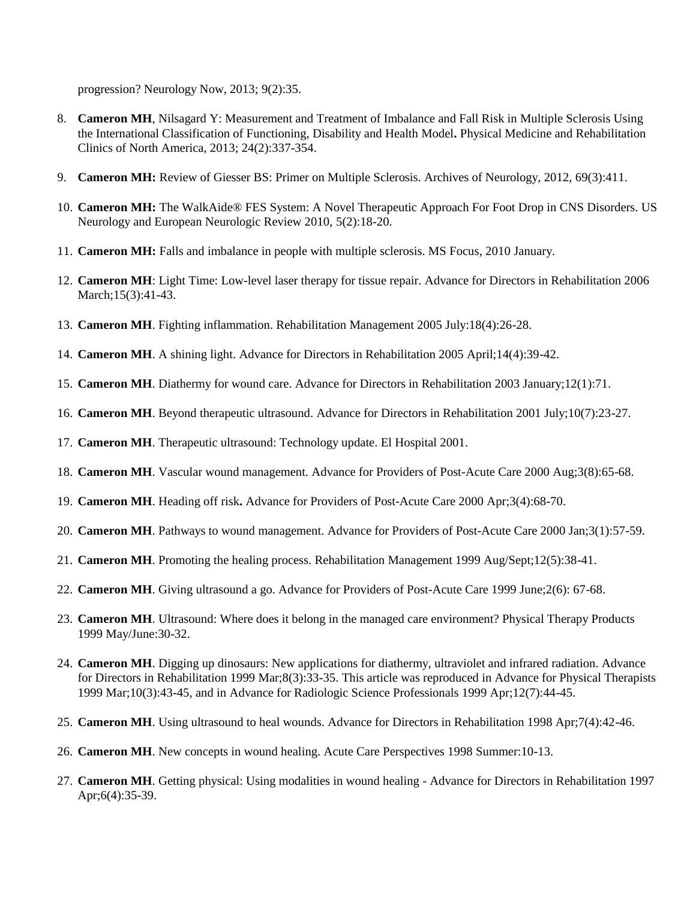progression? Neurology Now, 2013; 9(2):35.

8. **Cameron MH**, Nilsagard Y: Measurement and Treatment of Imbalance and Fall Risk in Multiple Sclerosis Using the International Classification of Functioning, Disability and Health Model**.** Physical Medicine and Rehabilitation Clinics of North America, 2013; 24(2):337-354.

9. **Cameron MH:** Review of Giesser BS: Primer on Multiple Sclerosis. Archives of Neurology, 2012, 69(3):411.

10. **Cameron MH:** The WalkAide® FES System: A Novel Therapeutic Approach For Foot Drop in CNS Disorders. US Neurology and European Neurologic Review 2010, 5(2):18-20.

11. **Cameron MH:** Falls and imbalance in people with multiple sclerosis. MS Focus, 2010 January.

12. **Cameron MH**: Light Time: Low-level laser therapy for tissue repair. Advance for Directors in Rehabilitation 2006 March;15(3):41-43.

13. **Cameron MH**. Fighting inflammation. Rehabilitation Management 2005 July:18(4):26-28.

14. **Cameron MH**. A shining light. Advance for Directors in Rehabilitation 2005 April;14(4):39-42.

15. **Cameron MH**. Diathermy for wound care. Advance for Directors in Rehabilitation 2003 January;12(1):71.

16. **Cameron MH**. Beyond therapeutic ultrasound. Advance for Directors in Rehabilitation 2001 July;10(7):23-27.

17. **Cameron MH**. Therapeutic ultrasound: Technology update. El Hospital 2001.

18. **Cameron MH**. Vascular wound management. Advance for Providers of Post-Acute Care 2000 Aug;3(8):65-68.

19. **Cameron MH**. Heading off risk**.** Advance for Providers of Post-Acute Care 2000 Apr;3(4):68-70.

20. **Cameron MH**. Pathways to wound management. Advance for Providers of Post-Acute Care 2000 Jan;3(1):57-59.

21. **Cameron MH**. Promoting the healing process. Rehabilitation Management 1999 Aug/Sept;12(5):38-41.

22. **Cameron MH**. Giving ultrasound a go. Advance for Providers of Post-Acute Care 1999 June;2(6): 67-68.

23. **Cameron MH**. Ultrasound: Where does it belong in the managed care environment? Physical Therapy Products 1999 May/June:30-32.

24. **Cameron MH**. Digging up dinosaurs: New applications for diathermy, ultraviolet and infrared radiation. Advance for Directors in Rehabilitation 1999 Mar;8(3):33-35. This article was reproduced in Advance for Physical Therapists 1999 Mar;10(3):43-45, and in Advance for Radiologic Science Professionals 1999 Apr;12(7):44-45.

25. **Cameron MH**. Using ultrasound to heal wounds. Advance for Directors in Rehabilitation 1998 Apr;7(4):42-46.

26. **Cameron MH**. New concepts in wound healing. Acute Care Perspectives 1998 Summer:10-13.

27. **Cameron MH**. Getting physical: Using modalities in wound healing - Advance for Directors in Rehabilitation 1997 Apr;6(4):35-39.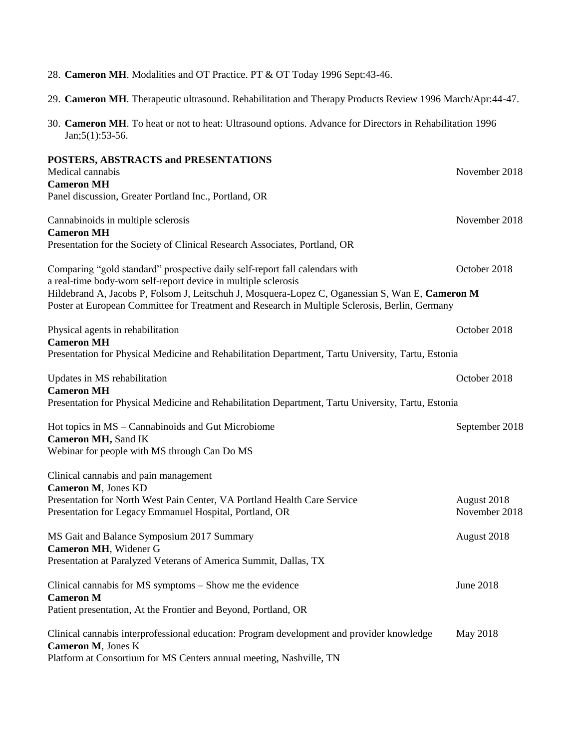28. **Cameron MH**. Modalities and OT Practice. PT & OT Today 1996 Sept:43-46.

29. **Cameron MH**. Therapeutic ultrasound. Rehabilitation and Therapy Products Review 1996 March/Apr:44-47.

30. **Cameron MH**. To heat or not to heat: Ultrasound options. Advance for Directors in Rehabilitation 1996 Jan;5(1):53-56.

**POSTERS, ABSTRACTS and PRESENTATIONS**

Medical cannabis — November 2018
**Cameron MH**
Panel discussion, Greater Portland Inc., Portland, OR

Cannabinoids in multiple sclerosis — November 2018
**Cameron MH**
Presentation for the Society of Clinical Research Associates, Portland, OR

Comparing "gold standard" prospective daily self-report fall calendars with a real-time body-worn self-report device in multiple sclerosis — October 2018
Hildebrand A, Jacobs P, Folsom J, Leitschuh J, Mosquera-Lopez C, Oganessian S, Wan E, **Cameron M**
Poster at European Committee for Treatment and Research in Multiple Sclerosis, Berlin, Germany

Physical agents in rehabilitation — October 2018
**Cameron MH**
Presentation for Physical Medicine and Rehabilitation Department, Tartu University, Tartu, Estonia

Updates in MS rehabilitation — October 2018
**Cameron MH**
Presentation for Physical Medicine and Rehabilitation Department, Tartu University, Tartu, Estonia

Hot topics in MS – Cannabinoids and Gut Microbiome — September 2018
**Cameron MH,** Sand IK
Webinar for people with MS through Can Do MS

Clinical cannabis and pain management
**Cameron M**, Jones KD
Presentation for North West Pain Center, VA Portland Health Care Service — August 2018
Presentation for Legacy Emmanuel Hospital, Portland, OR — November 2018

MS Gait and Balance Symposium 2017 Summary — August 2018
**Cameron MH**, Widener G
Presentation at Paralyzed Veterans of America Summit, Dallas, TX

Clinical cannabis for MS symptoms – Show me the evidence — June 2018
**Cameron M**
Patient presentation, At the Frontier and Beyond, Portland, OR

Clinical cannabis interprofessional education: Program development and provider knowledge — May 2018
**Cameron M**, Jones K
Platform at Consortium for MS Centers annual meeting, Nashville, TN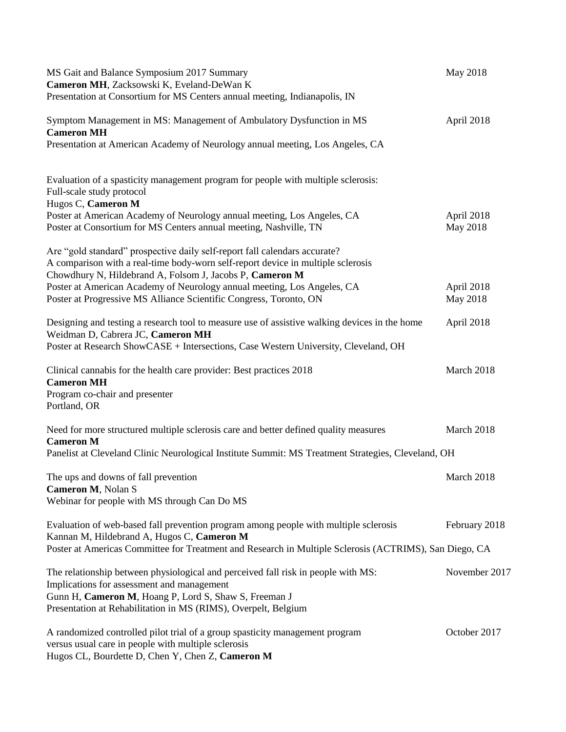MS Gait and Balance Symposium 2017 Summary — May 2018
**Cameron MH**, Zacksowski K, Eveland-DeWan K
Presentation at Consortium for MS Centers annual meeting, Indianapolis, IN

Symptom Management in MS: Management of Ambulatory Dysfunction in MS — April 2018
**Cameron MH**
Presentation at American Academy of Neurology annual meeting, Los Angeles, CA

Evaluation of a spasticity management program for people with multiple sclerosis:
Full-scale study protocol
Hugos C, **Cameron M**
Poster at American Academy of Neurology annual meeting, Los Angeles, CA — April 2018
Poster at Consortium for MS Centers annual meeting, Nashville, TN — May 2018

Are "gold standard" prospective daily self-report fall calendars accurate?
A comparison with a real-time body-worn self-report device in multiple sclerosis
Chowdhury N, Hildebrand A, Folsom J, Jacobs P, **Cameron M**
Poster at American Academy of Neurology annual meeting, Los Angeles, CA — April 2018
Poster at Progressive MS Alliance Scientific Congress, Toronto, ON — May 2018

Designing and testing a research tool to measure use of assistive walking devices in the home — April 2018
Weidman D, Cabrera JC, **Cameron MH**
Poster at Research ShowCASE + Intersections, Case Western University, Cleveland, OH

Clinical cannabis for the health care provider: Best practices 2018 — March 2018
**Cameron MH**
Program co-chair and presenter
Portland, OR

Need for more structured multiple sclerosis care and better defined quality measures — March 2018
**Cameron M**
Panelist at Cleveland Clinic Neurological Institute Summit: MS Treatment Strategies, Cleveland, OH

The ups and downs of fall prevention — March 2018
**Cameron M**, Nolan S
Webinar for people with MS through Can Do MS

Evaluation of web-based fall prevention program among people with multiple sclerosis — February 2018
Kannan M, Hildebrand A, Hugos C, **Cameron M**
Poster at Americas Committee for Treatment and Research in Multiple Sclerosis (ACTRIMS), San Diego, CA

The relationship between physiological and perceived fall risk in people with MS: — November 2017
Implications for assessment and management
Gunn H, **Cameron M**, Hoang P, Lord S, Shaw S, Freeman J
Presentation at Rehabilitation in MS (RIMS), Overpelt, Belgium

A randomized controlled pilot trial of a group spasticity management program — October 2017
versus usual care in people with multiple sclerosis
Hugos CL, Bourdette D, Chen Y, Chen Z, **Cameron M**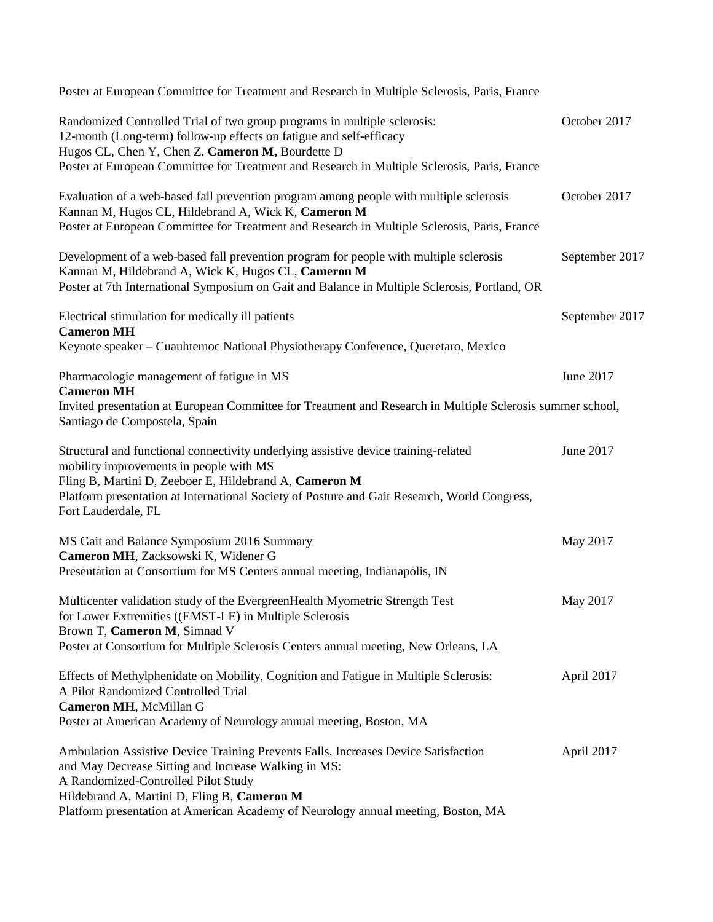Poster at European Committee for Treatment and Research in Multiple Sclerosis, Paris, France

Randomized Controlled Trial of two group programs in multiple sclerosis: 12-month (Long-term) follow-up effects on fatigue and self-efficacy — October 2017
Hugos CL, Chen Y, Chen Z, **Cameron M,** Bourdette D
Poster at European Committee for Treatment and Research in Multiple Sclerosis, Paris, France

Evaluation of a web-based fall prevention program among people with multiple sclerosis — October 2017
Kannan M, Hugos CL, Hildebrand A, Wick K, **Cameron M**
Poster at European Committee for Treatment and Research in Multiple Sclerosis, Paris, France

Development of a web-based fall prevention program for people with multiple sclerosis — September 2017
Kannan M, Hildebrand A, Wick K, Hugos CL, **Cameron M**
Poster at 7th International Symposium on Gait and Balance in Multiple Sclerosis, Portland, OR

Electrical stimulation for medically ill patients — September 2017
**Cameron MH**
Keynote speaker – Cuauhtemoc National Physiotherapy Conference, Queretaro, Mexico

Pharmacologic management of fatigue in MS — June 2017
**Cameron MH**
Invited presentation at European Committee for Treatment and Research in Multiple Sclerosis summer school, Santiago de Compostela, Spain

Structural and functional connectivity underlying assistive device training-related mobility improvements in people with MS — June 2017
Fling B, Martini D, Zeeboer E, Hildebrand A, **Cameron M**
Platform presentation at International Society of Posture and Gait Research, World Congress, Fort Lauderdale, FL

MS Gait and Balance Symposium 2016 Summary — May 2017
**Cameron MH**, Zacksowski K, Widener G
Presentation at Consortium for MS Centers annual meeting, Indianapolis, IN

Multicenter validation study of the EvergreenHealth Myometric Strength Test for Lower Extremities ((EMST-LE) in Multiple Sclerosis — May 2017
Brown T, **Cameron M**, Simnad V
Poster at Consortium for Multiple Sclerosis Centers annual meeting, New Orleans, LA

Effects of Methylphenidate on Mobility, Cognition and Fatigue in Multiple Sclerosis: A Pilot Randomized Controlled Trial — April 2017
**Cameron MH**, McMillan G
Poster at American Academy of Neurology annual meeting, Boston, MA

Ambulation Assistive Device Training Prevents Falls, Increases Device Satisfaction and May Decrease Sitting and Increase Walking in MS: A Randomized-Controlled Pilot Study — April 2017
Hildebrand A, Martini D, Fling B, **Cameron M**
Platform presentation at American Academy of Neurology annual meeting, Boston, MA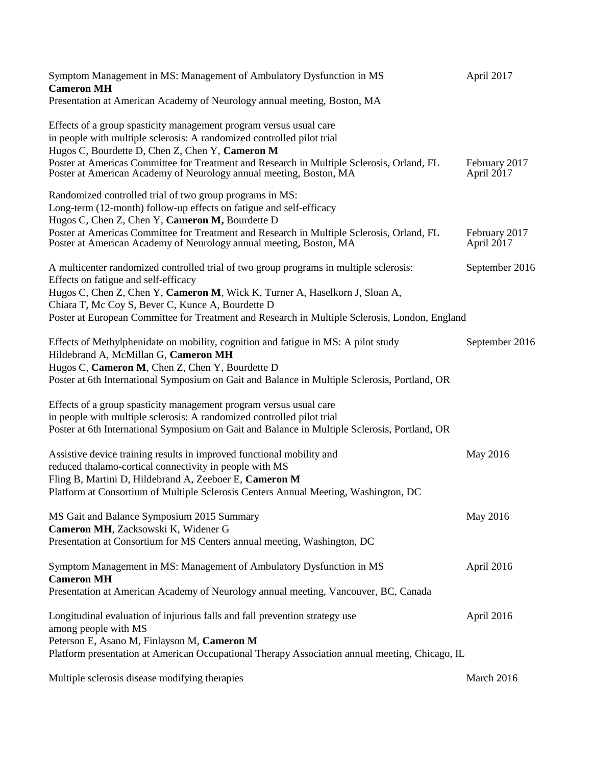Symptom Management in MS: Management of Ambulatory Dysfunction in MS April 2017
**Cameron MH**
Presentation at American Academy of Neurology annual meeting, Boston, MA

Effects of a group spasticity management program versus usual care
in people with multiple sclerosis: A randomized controlled pilot trial
Hugos C, Bourdette D, Chen Z, Chen Y, **Cameron M**
Poster at Americas Committee for Treatment and Research in Multiple Sclerosis, Orland, FL February 2017
Poster at American Academy of Neurology annual meeting, Boston, MA April 2017

Randomized controlled trial of two group programs in MS:
Long-term (12-month) follow-up effects on fatigue and self-efficacy
Hugos C, Chen Z, Chen Y, **Cameron M,** Bourdette D
Poster at Americas Committee for Treatment and Research in Multiple Sclerosis, Orland, FL February 2017
Poster at American Academy of Neurology annual meeting, Boston, MA April 2017

A multicenter randomized controlled trial of two group programs in multiple sclerosis: September 2016
Effects on fatigue and self-efficacy
Hugos C, Chen Z, Chen Y, **Cameron M**, Wick K, Turner A, Haselkorn J, Sloan A,
Chiara T, Mc Coy S, Bever C, Kunce A, Bourdette D
Poster at European Committee for Treatment and Research in Multiple Sclerosis, London, England

Effects of Methylphenidate on mobility, cognition and fatigue in MS: A pilot study September 2016
Hildebrand A, McMillan G, **Cameron MH**
Hugos C, **Cameron M**, Chen Z, Chen Y, Bourdette D
Poster at 6th International Symposium on Gait and Balance in Multiple Sclerosis, Portland, OR

Effects of a group spasticity management program versus usual care
in people with multiple sclerosis: A randomized controlled pilot trial
Poster at 6th International Symposium on Gait and Balance in Multiple Sclerosis, Portland, OR

Assistive device training results in improved functional mobility and May 2016
reduced thalamo-cortical connectivity in people with MS
Fling B, Martini D, Hildebrand A, Zeeboer E, **Cameron M**
Platform at Consortium of Multiple Sclerosis Centers Annual Meeting, Washington, DC

MS Gait and Balance Symposium 2015 Summary May 2016
**Cameron MH**, Zacksowski K, Widener G
Presentation at Consortium for MS Centers annual meeting, Washington, DC

Symptom Management in MS: Management of Ambulatory Dysfunction in MS April 2016
**Cameron MH**
Presentation at American Academy of Neurology annual meeting, Vancouver, BC, Canada

Longitudinal evaluation of injurious falls and fall prevention strategy use April 2016
among people with MS
Peterson E, Asano M, Finlayson M, **Cameron M**
Platform presentation at American Occupational Therapy Association annual meeting, Chicago, IL

Multiple sclerosis disease modifying therapies March 2016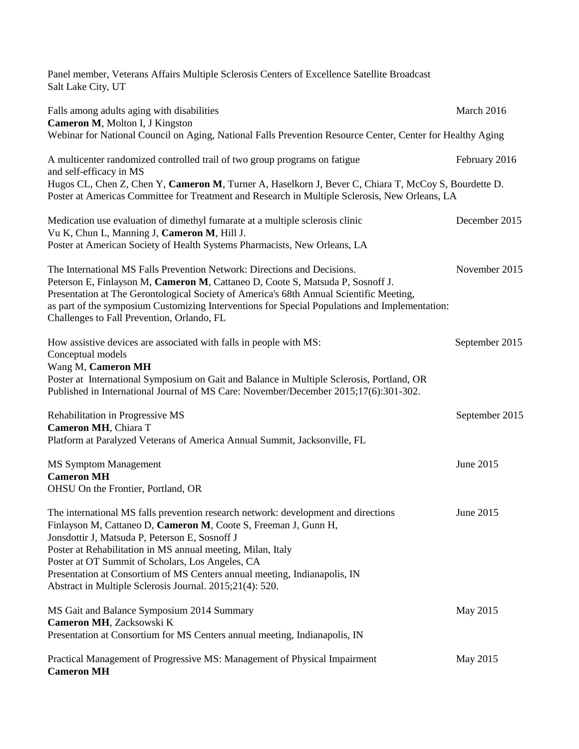Panel member, Veterans Affairs Multiple Sclerosis Centers of Excellence Satellite Broadcast
Salt Lake City, UT

Falls among adults aging with disabilities — March 2016
**Cameron M**, Molton I, J Kingston
Webinar for National Council on Aging, National Falls Prevention Resource Center, Center for Healthy Aging

A multicenter randomized controlled trail of two group programs on fatigue and self-efficacy in MS — February 2016
Hugos CL, Chen Z, Chen Y, **Cameron M**, Turner A, Haselkorn J, Bever C, Chiara T, McCoy S, Bourdette D.
Poster at Americas Committee for Treatment and Research in Multiple Sclerosis, New Orleans, LA

Medication use evaluation of dimethyl fumarate at a multiple sclerosis clinic — December 2015
Vu K, Chun L, Manning J, **Cameron M**, Hill J.
Poster at American Society of Health Systems Pharmacists, New Orleans, LA

The International MS Falls Prevention Network: Directions and Decisions. — November 2015
Peterson E, Finlayson M, **Cameron M**, Cattaneo D, Coote S, Matsuda P, Sosnoff J.
Presentation at The Gerontological Society of America's 68th Annual Scientific Meeting, as part of the symposium Customizing Interventions for Special Populations and Implementation: Challenges to Fall Prevention, Orlando, FL

How assistive devices are associated with falls in people with MS: Conceptual models — September 2015
Wang M, **Cameron MH**
Poster at International Symposium on Gait and Balance in Multiple Sclerosis, Portland, OR
Published in International Journal of MS Care: November/December 2015;17(6):301-302.

Rehabilitation in Progressive MS — September 2015
**Cameron MH**, Chiara T
Platform at Paralyzed Veterans of America Annual Summit, Jacksonville, FL

MS Symptom Management — June 2015
**Cameron MH**
OHSU On the Frontier, Portland, OR

The international MS falls prevention research network: development and directions — June 2015
Finlayson M, Cattaneo D, **Cameron M**, Coote S, Freeman J, Gunn H, Jonsdottir J, Matsuda P, Peterson E, Sosnoff J
Poster at Rehabilitation in MS annual meeting, Milan, Italy
Poster at OT Summit of Scholars, Los Angeles, CA
Presentation at Consortium of MS Centers annual meeting, Indianapolis, IN
Abstract in Multiple Sclerosis Journal. 2015;21(4): 520.

MS Gait and Balance Symposium 2014 Summary — May 2015
**Cameron MH**, Zacksowski K
Presentation at Consortium for MS Centers annual meeting, Indianapolis, IN

Practical Management of Progressive MS: Management of Physical Impairment — May 2015
**Cameron MH**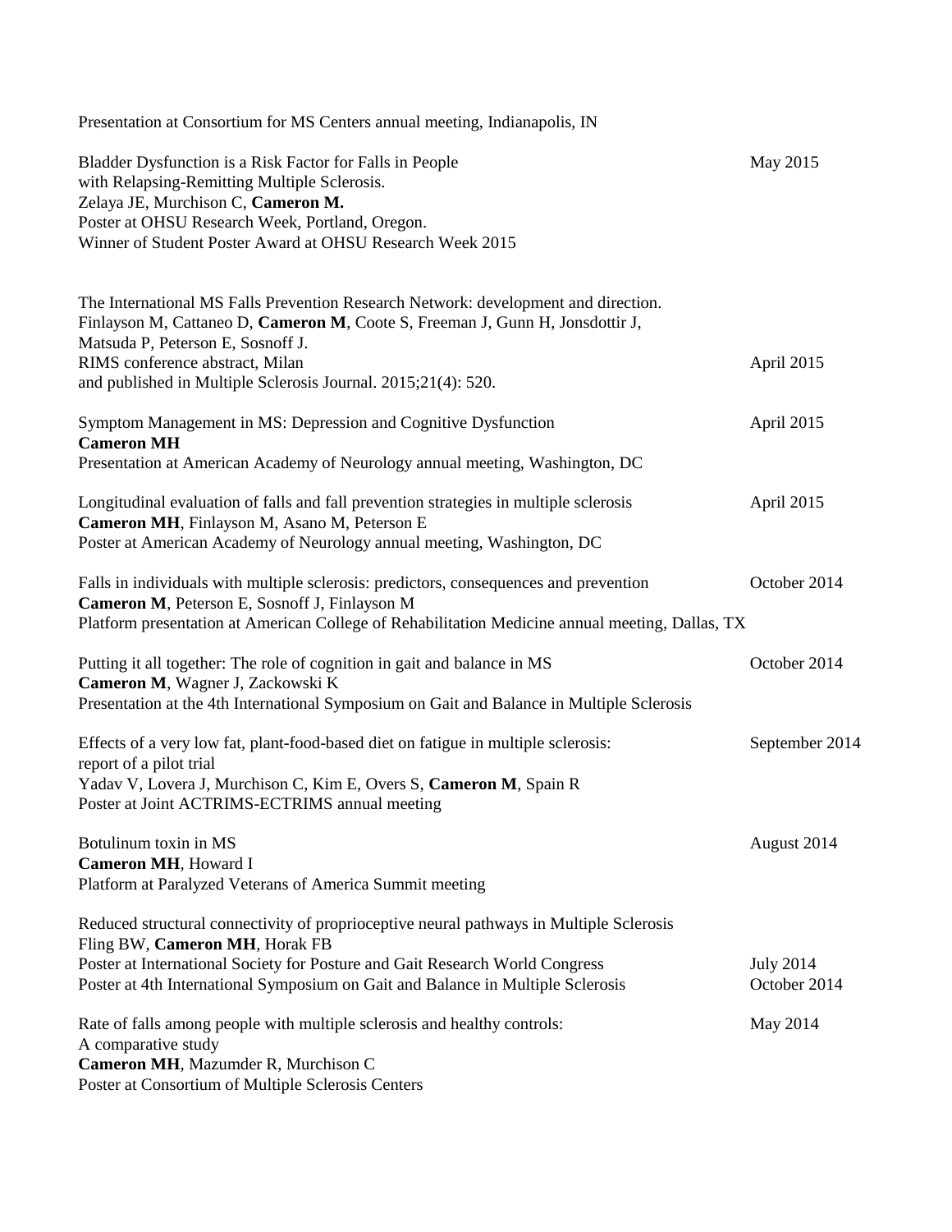Presentation at Consortium for MS Centers annual meeting, Indianapolis, IN

Bladder Dysfunction is a Risk Factor for Falls in People with Relapsing-Remitting Multiple Sclerosis. May 2015
Zelaya JE, Murchison C, **Cameron M.**
Poster at OHSU Research Week, Portland, Oregon.
Winner of Student Poster Award at OHSU Research Week 2015

The International MS Falls Prevention Research Network: development and direction.
Finlayson M, Cattaneo D, **Cameron M**, Coote S, Freeman J, Gunn H, Jonsdottir J, Matsuda P, Peterson E, Sosnoff J.
RIMS conference abstract, Milan April 2015
and published in Multiple Sclerosis Journal. 2015;21(4): 520.

Symptom Management in MS: Depression and Cognitive Dysfunction April 2015
**Cameron MH**
Presentation at American Academy of Neurology annual meeting, Washington, DC

Longitudinal evaluation of falls and fall prevention strategies in multiple sclerosis April 2015
**Cameron MH**, Finlayson M, Asano M, Peterson E
Poster at American Academy of Neurology annual meeting, Washington, DC

Falls in individuals with multiple sclerosis: predictors, consequences and prevention October 2014
**Cameron M**, Peterson E, Sosnoff J, Finlayson M
Platform presentation at American College of Rehabilitation Medicine annual meeting, Dallas, TX

Putting it all together: The role of cognition in gait and balance in MS October 2014
**Cameron M**, Wagner J, Zackowski K
Presentation at the 4th International Symposium on Gait and Balance in Multiple Sclerosis

Effects of a very low fat, plant-food-based diet on fatigue in multiple sclerosis: report of a pilot trial September 2014
Yadav V, Lovera J, Murchison C, Kim E, Overs S, **Cameron M**, Spain R
Poster at Joint ACTRIMS-ECTRIMS annual meeting

Botulinum toxin in MS August 2014
**Cameron MH**, Howard I
Platform at Paralyzed Veterans of America Summit meeting

Reduced structural connectivity of proprioceptive neural pathways in Multiple Sclerosis
Fling BW, **Cameron MH**, Horak FB
Poster at International Society for Posture and Gait Research World Congress July 2014
Poster at 4th International Symposium on Gait and Balance in Multiple Sclerosis October 2014

Rate of falls among people with multiple sclerosis and healthy controls: A comparative study May 2014
**Cameron MH**, Mazumder R, Murchison C
Poster at Consortium of Multiple Sclerosis Centers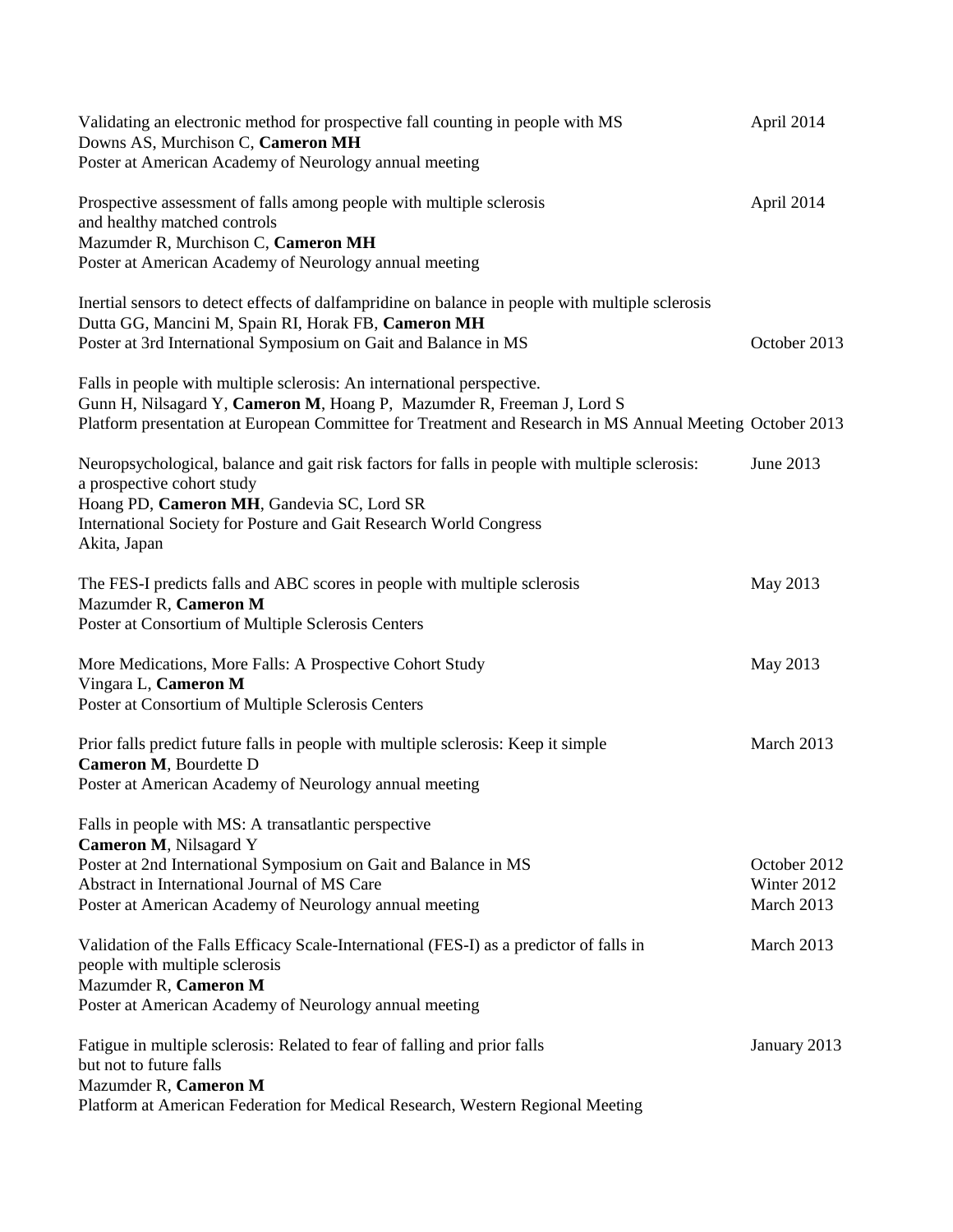Validating an electronic method for prospective fall counting in people with MS — April 2014
Downs AS, Murchison C, **Cameron MH**
Poster at American Academy of Neurology annual meeting

Prospective assessment of falls among people with multiple sclerosis and healthy matched controls — April 2014
Mazumder R, Murchison C, **Cameron MH**
Poster at American Academy of Neurology annual meeting

Inertial sensors to detect effects of dalfampridine on balance in people with multiple sclerosis
Dutta GG, Mancini M, Spain RI, Horak FB, **Cameron MH**
Poster at 3rd International Symposium on Gait and Balance in MS — October 2013

Falls in people with multiple sclerosis: An international perspective.
Gunn H, Nilsagard Y, **Cameron M**, Hoang P, Mazumder R, Freeman J, Lord S
Platform presentation at European Committee for Treatment and Research in MS Annual Meeting — October 2013

Neuropsychological, balance and gait risk factors for falls in people with multiple sclerosis: a prospective cohort study — June 2013
Hoang PD, **Cameron MH**, Gandevia SC, Lord SR
International Society for Posture and Gait Research World Congress
Akita, Japan

The FES-I predicts falls and ABC scores in people with multiple sclerosis — May 2013
Mazumder R, **Cameron M**
Poster at Consortium of Multiple Sclerosis Centers

More Medications, More Falls: A Prospective Cohort Study — May 2013
Vingara L, **Cameron M**
Poster at Consortium of Multiple Sclerosis Centers

Prior falls predict future falls in people with multiple sclerosis: Keep it simple — March 2013
**Cameron M**, Bourdette D
Poster at American Academy of Neurology annual meeting

Falls in people with MS: A transatlantic perspective
**Cameron M**, Nilsagard Y
Poster at 2nd International Symposium on Gait and Balance in MS — October 2012
Abstract in International Journal of MS Care — Winter 2012
Poster at American Academy of Neurology annual meeting — March 2013

Validation of the Falls Efficacy Scale-International (FES-I) as a predictor of falls in people with multiple sclerosis — March 2013
Mazumder R, **Cameron M**
Poster at American Academy of Neurology annual meeting

Fatigue in multiple sclerosis: Related to fear of falling and prior falls but not to future falls — January 2013
Mazumder R, **Cameron M**
Platform at American Federation for Medical Research, Western Regional Meeting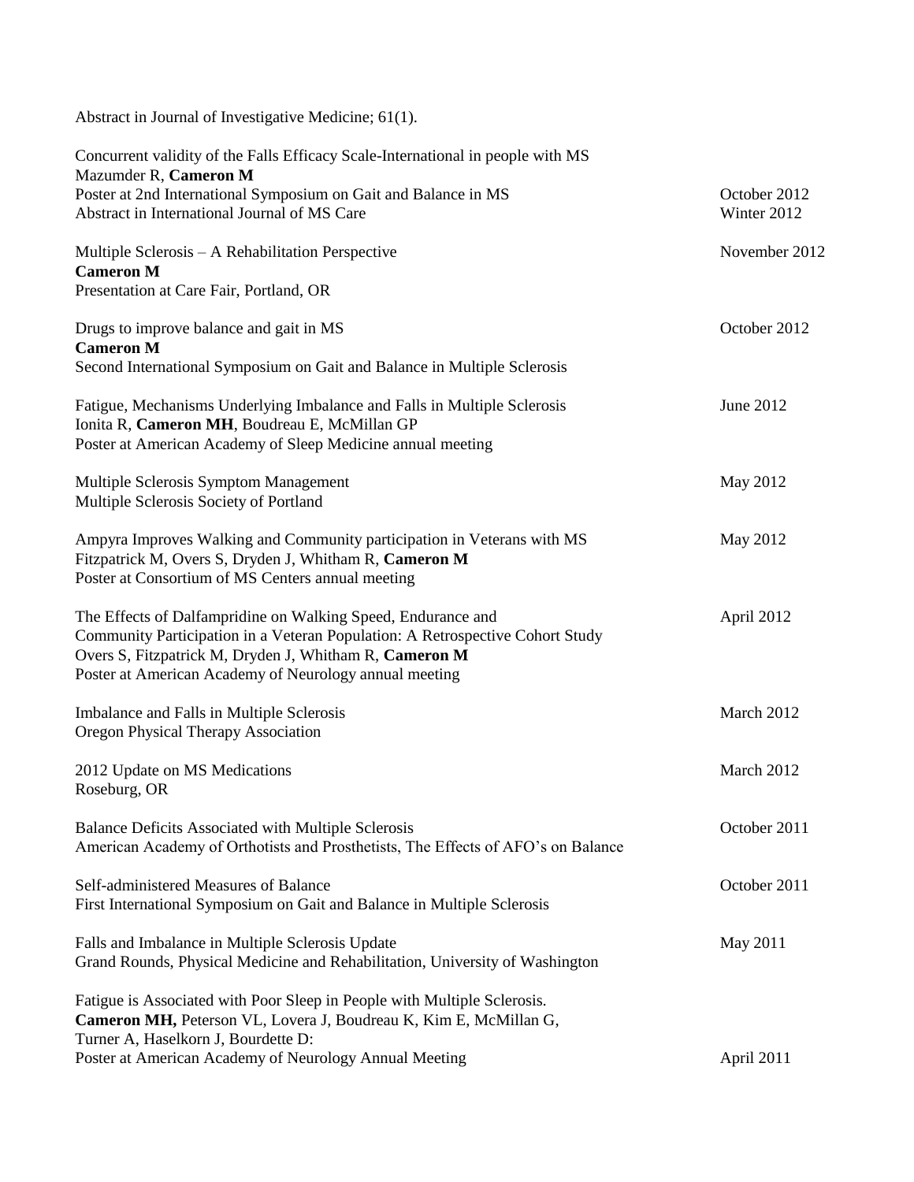Abstract in Journal of Investigative Medicine; 61(1).

Concurrent validity of the Falls Efficacy Scale-International in people with MS
Mazumder R, **Cameron M**
Poster at 2nd International Symposium on Gait and Balance in MS — October 2012
Abstract in International Journal of MS Care — Winter 2012

Multiple Sclerosis – A Rehabilitation Perspective — November 2012
**Cameron M**
Presentation at Care Fair, Portland, OR

Drugs to improve balance and gait in MS — October 2012
**Cameron M**
Second International Symposium on Gait and Balance in Multiple Sclerosis

Fatigue, Mechanisms Underlying Imbalance and Falls in Multiple Sclerosis — June 2012
Ionita R, **Cameron MH**, Boudreau E, McMillan GP
Poster at American Academy of Sleep Medicine annual meeting

Multiple Sclerosis Symptom Management — May 2012
Multiple Sclerosis Society of Portland

Ampyra Improves Walking and Community participation in Veterans with MS — May 2012
Fitzpatrick M, Overs S, Dryden J, Whitham R, **Cameron M**
Poster at Consortium of MS Centers annual meeting

The Effects of Dalfampridine on Walking Speed, Endurance and Community Participation in a Veteran Population: A Retrospective Cohort Study — April 2012
Overs S, Fitzpatrick M, Dryden J, Whitham R, **Cameron M**
Poster at American Academy of Neurology annual meeting

Imbalance and Falls in Multiple Sclerosis — March 2012
Oregon Physical Therapy Association

2012 Update on MS Medications — March 2012
Roseburg, OR

Balance Deficits Associated with Multiple Sclerosis — October 2011
American Academy of Orthotists and Prosthetists, The Effects of AFO's on Balance

Self-administered Measures of Balance — October 2011
First International Symposium on Gait and Balance in Multiple Sclerosis

Falls and Imbalance in Multiple Sclerosis Update — May 2011
Grand Rounds, Physical Medicine and Rehabilitation, University of Washington

Fatigue is Associated with Poor Sleep in People with Multiple Sclerosis.
**Cameron MH,** Peterson VL, Lovera J, Boudreau K, Kim E, McMillan G, Turner A, Haselkorn J, Bourdette D:
Poster at American Academy of Neurology Annual Meeting — April 2011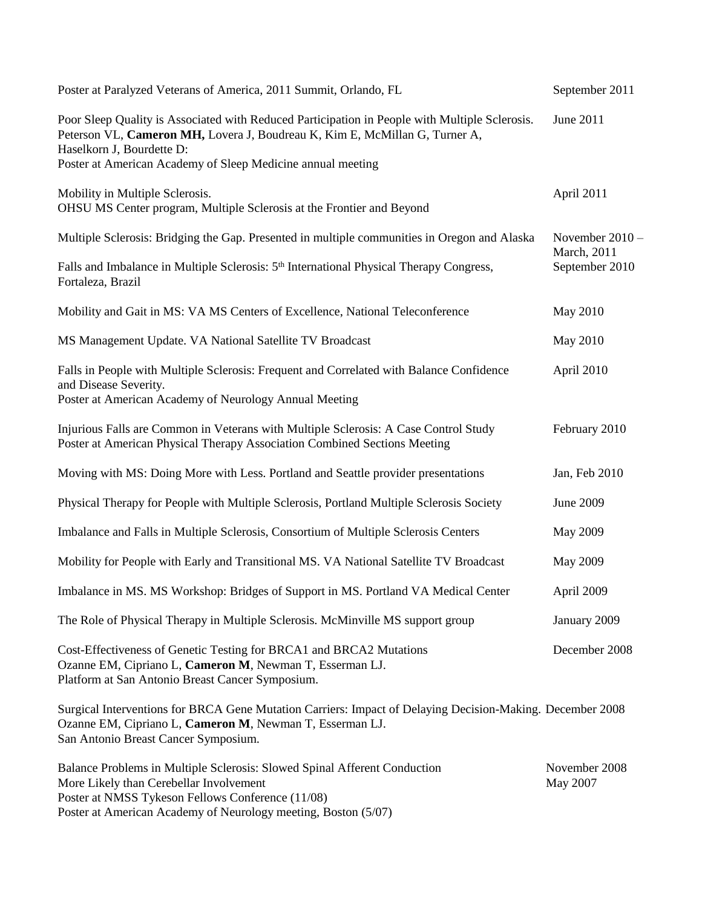Poster at Paralyzed Veterans of America, 2011 Summit, Orlando, FL — September 2011

Poor Sleep Quality is Associated with Reduced Participation in People with Multiple Sclerosis. Peterson VL, **Cameron MH,** Lovera J, Boudreau K, Kim E, McMillan G, Turner A, Haselkorn J, Bourdette D:
Poster at American Academy of Sleep Medicine annual meeting — June 2011

Mobility in Multiple Sclerosis.
OHSU MS Center program, Multiple Sclerosis at the Frontier and Beyond — April 2011

Multiple Sclerosis: Bridging the Gap. Presented in multiple communities in Oregon and Alaska — November 2010 – March, 2011

Falls and Imbalance in Multiple Sclerosis: 5th International Physical Therapy Congress, Fortaleza, Brazil — September 2010

Mobility and Gait in MS: VA MS Centers of Excellence, National Teleconference — May 2010

MS Management Update. VA National Satellite TV Broadcast — May 2010

Falls in People with Multiple Sclerosis: Frequent and Correlated with Balance Confidence and Disease Severity.
Poster at American Academy of Neurology Annual Meeting — April 2010

Injurious Falls are Common in Veterans with Multiple Sclerosis: A Case Control Study
Poster at American Physical Therapy Association Combined Sections Meeting — February 2010

Moving with MS: Doing More with Less. Portland and Seattle provider presentations — Jan, Feb 2010

Physical Therapy for People with Multiple Sclerosis, Portland Multiple Sclerosis Society — June 2009

Imbalance and Falls in Multiple Sclerosis, Consortium of Multiple Sclerosis Centers — May 2009

Mobility for People with Early and Transitional MS. VA National Satellite TV Broadcast — May 2009

Imbalance in MS. MS Workshop: Bridges of Support in MS. Portland VA Medical Center — April 2009

The Role of Physical Therapy in Multiple Sclerosis. McMinville MS support group — January 2009

Cost-Effectiveness of Genetic Testing for BRCA1 and BRCA2 Mutations
Ozanne EM, Cipriano L, **Cameron M**, Newman T, Esserman LJ.
Platform at San Antonio Breast Cancer Symposium. — December 2008

Surgical Interventions for BRCA Gene Mutation Carriers: Impact of Delaying Decision-Making. December 2008
Ozanne EM, Cipriano L, **Cameron M**, Newman T, Esserman LJ.
San Antonio Breast Cancer Symposium.

Balance Problems in Multiple Sclerosis: Slowed Spinal Afferent Conduction More Likely than Cerebellar Involvement — November 2008, May 2007
Poster at NMSS Tykeson Fellows Conference (11/08)
Poster at American Academy of Neurology meeting, Boston (5/07)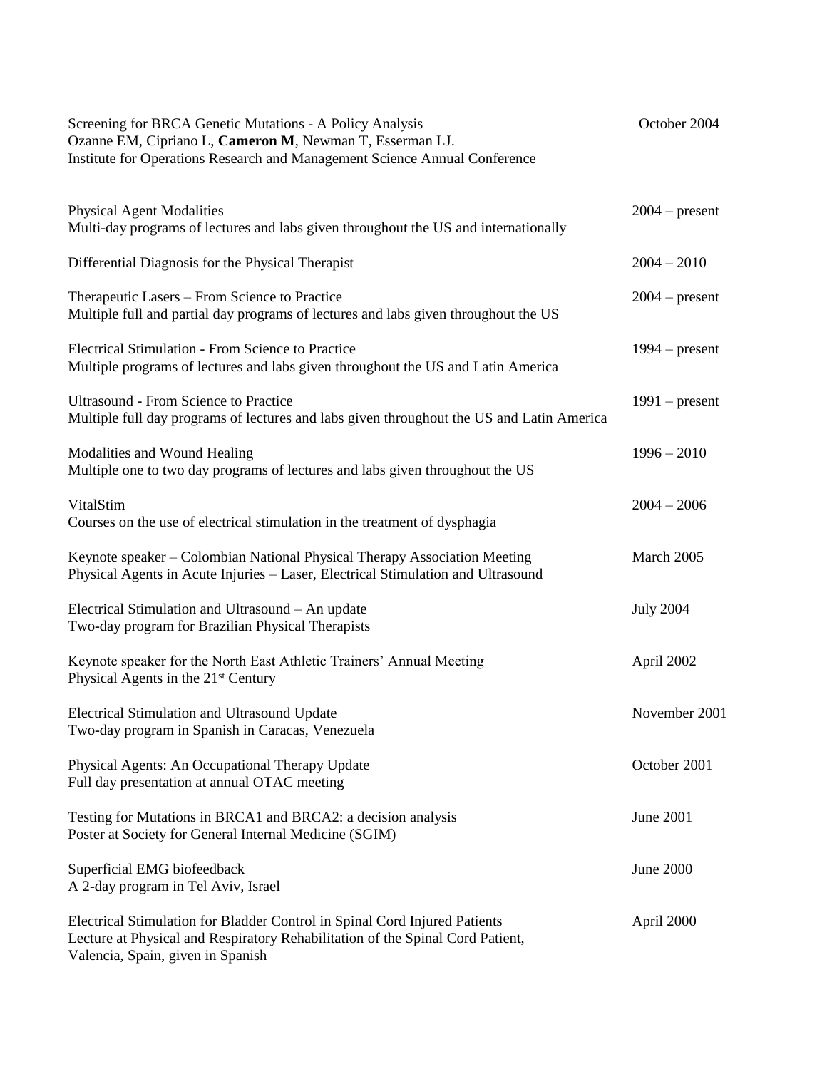Screening for BRCA Genetic Mutations - A Policy Analysis — October 2004
Ozanne EM, Cipriano L, **Cameron M**, Newman T, Esserman LJ.
Institute for Operations Research and Management Science Annual Conference

Physical Agent Modalities — 2004 – present
Multi-day programs of lectures and labs given throughout the US and internationally

Differential Diagnosis for the Physical Therapist — 2004 – 2010

Therapeutic Lasers – From Science to Practice — 2004 – present
Multiple full and partial day programs of lectures and labs given throughout the US

Electrical Stimulation - From Science to Practice — 1994 – present
Multiple programs of lectures and labs given throughout the US and Latin America

Ultrasound - From Science to Practice — 1991 – present
Multiple full day programs of lectures and labs given throughout the US and Latin America

Modalities and Wound Healing — 1996 – 2010
Multiple one to two day programs of lectures and labs given throughout the US

VitalStim — 2004 – 2006
Courses on the use of electrical stimulation in the treatment of dysphagia

Keynote speaker – Colombian National Physical Therapy Association Meeting — March 2005
Physical Agents in Acute Injuries – Laser, Electrical Stimulation and Ultrasound

Electrical Stimulation and Ultrasound – An update — July 2004
Two-day program for Brazilian Physical Therapists

Keynote speaker for the North East Athletic Trainers' Annual Meeting — April 2002
Physical Agents in the 21st Century

Electrical Stimulation and Ultrasound Update — November 2001
Two-day program in Spanish in Caracas, Venezuela

Physical Agents: An Occupational Therapy Update — October 2001
Full day presentation at annual OTAC meeting

Testing for Mutations in BRCA1 and BRCA2: a decision analysis — June 2001
Poster at Society for General Internal Medicine (SGIM)

Superficial EMG biofeedback — June 2000
A 2-day program in Tel Aviv, Israel

Electrical Stimulation for Bladder Control in Spinal Cord Injured Patients — April 2000
Lecture at Physical and Respiratory Rehabilitation of the Spinal Cord Patient,
Valencia, Spain, given in Spanish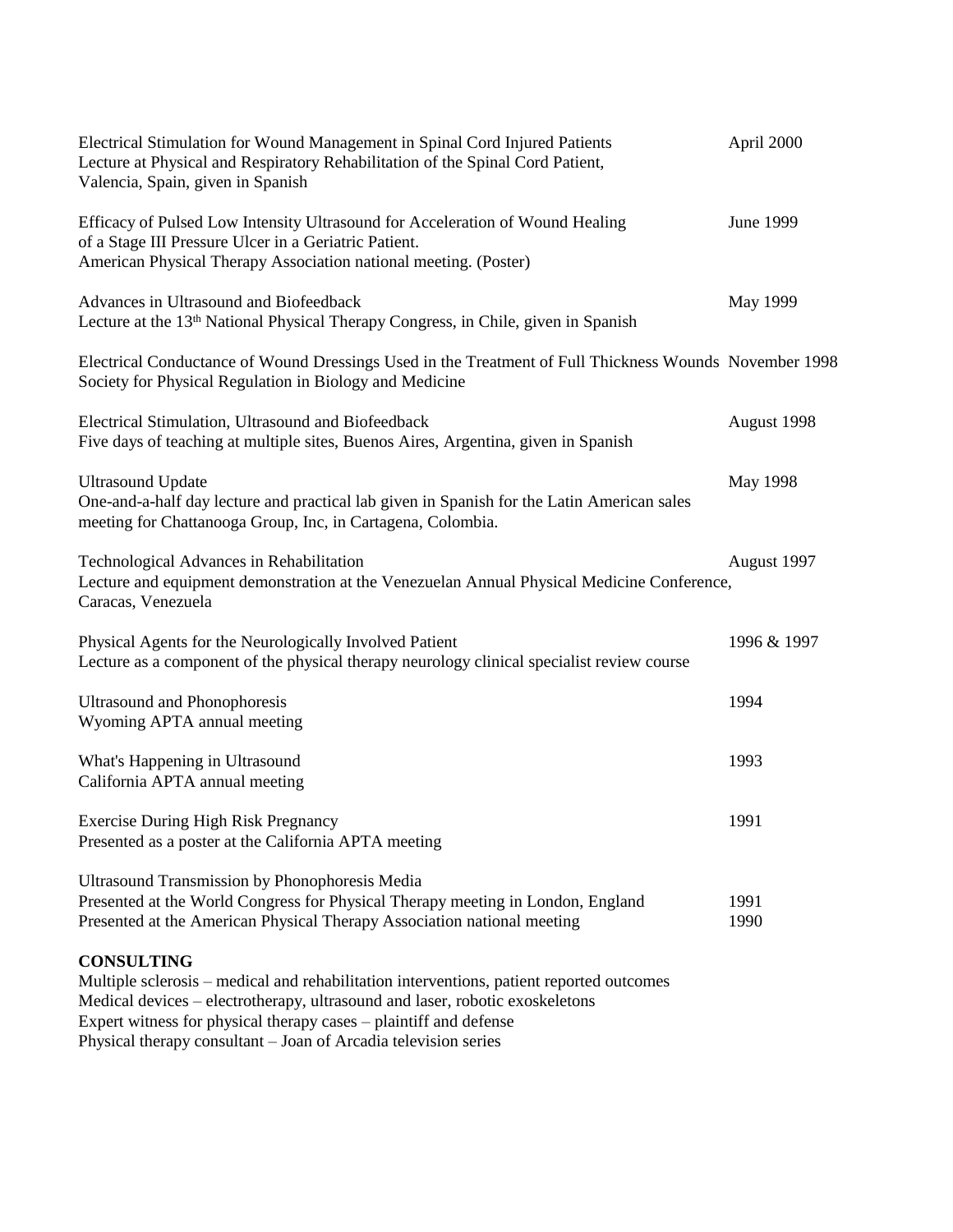Electrical Stimulation for Wound Management in Spinal Cord Injured Patients — April 2000
Lecture at Physical and Respiratory Rehabilitation of the Spinal Cord Patient, Valencia, Spain, given in Spanish

Efficacy of Pulsed Low Intensity Ultrasound for Acceleration of Wound Healing of a Stage III Pressure Ulcer in a Geriatric Patient. — June 1999
American Physical Therapy Association national meeting. (Poster)

Advances in Ultrasound and Biofeedback — May 1999
Lecture at the 13th National Physical Therapy Congress, in Chile, given in Spanish

Electrical Conductance of Wound Dressings Used in the Treatment of Full Thickness Wounds — November 1998
Society for Physical Regulation in Biology and Medicine

Electrical Stimulation, Ultrasound and Biofeedback — August 1998
Five days of teaching at multiple sites, Buenos Aires, Argentina, given in Spanish

Ultrasound Update — May 1998
One-and-a-half day lecture and practical lab given in Spanish for the Latin American sales meeting for Chattanooga Group, Inc, in Cartagena, Colombia.

Technological Advances in Rehabilitation — August 1997
Lecture and equipment demonstration at the Venezuelan Annual Physical Medicine Conference, Caracas, Venezuela

Physical Agents for the Neurologically Involved Patient — 1996 & 1997
Lecture as a component of the physical therapy neurology clinical specialist review course

Ultrasound and Phonophoresis — 1994
Wyoming APTA annual meeting

What's Happening in Ultrasound — 1993
California APTA annual meeting

Exercise During High Risk Pregnancy — 1991
Presented as a poster at the California APTA meeting

Ultrasound Transmission by Phonophoresis Media
Presented at the World Congress for Physical Therapy meeting in London, England — 1991
Presented at the American Physical Therapy Association national meeting — 1990

**CONSULTING**

Multiple sclerosis – medical and rehabilitation interventions, patient reported outcomes
Medical devices – electrotherapy, ultrasound and laser, robotic exoskeletons
Expert witness for physical therapy cases – plaintiff and defense
Physical therapy consultant – Joan of Arcadia television series